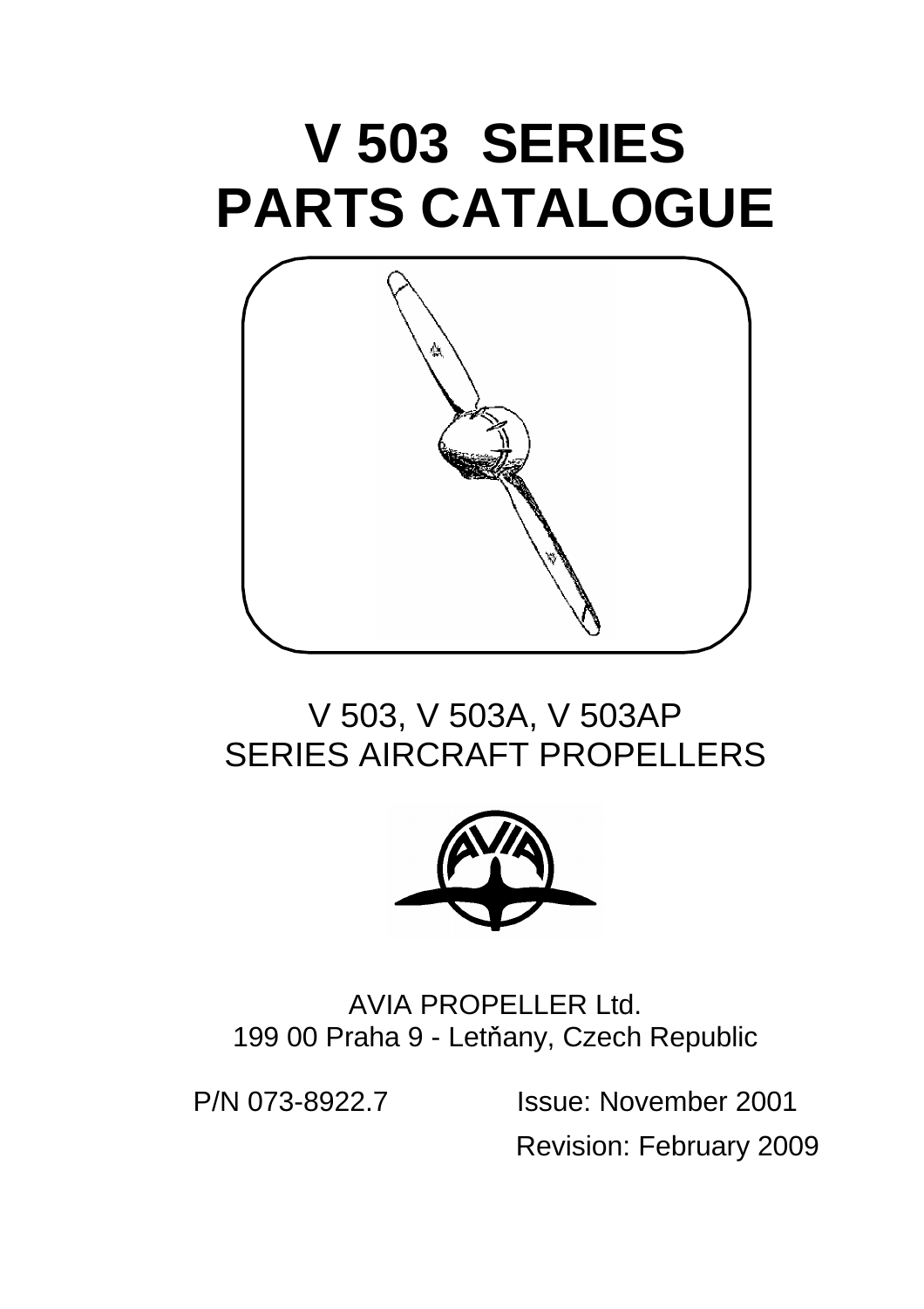# V 503 SERIES PARTS CATALOGUE

V 503, V 503A, V 503AP
SERIES AIRCRAFT PROPELLERS

AVIA PROPELLER Ltd.
199 00 Praha 9 - Letňany, Czech Republic

P/N 073-8922.7

Issue: November 2001

Revision: February 2009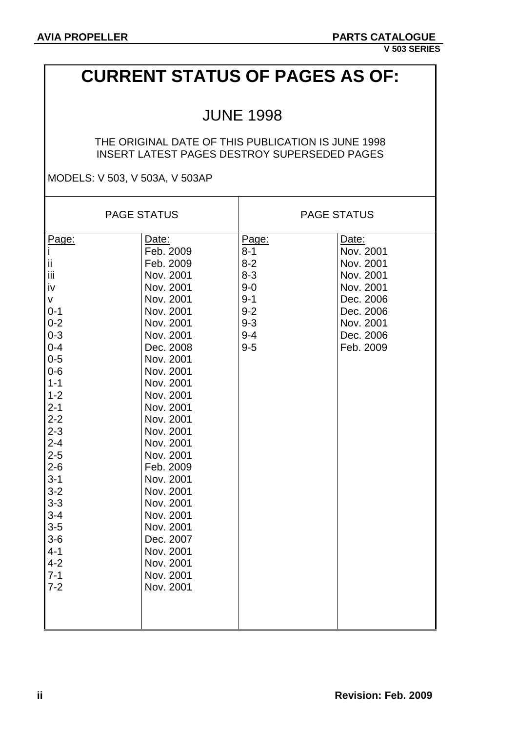# CURRENT STATUS OF PAGES AS OF:

## JUNE 1998

THE ORIGINAL DATE OF THIS PUBLICATION IS JUNE 1998
INSERT LATEST PAGES DESTROY SUPERSEDED PAGES

MODELS: V 503, V 503A, V 503AP

| PAGE STATUS | | PAGE STATUS | |
|---|---|---|---|
| Page: | Date: | Page: | Date: |
| i | Feb. 2009 | 8-1 | Nov. 2001 |
| ii | Feb. 2009 | 8-2 | Nov. 2001 |
| iii | Nov. 2001 | 8-3 | Nov. 2001 |
| iv | Nov. 2001 | 9-0 | Nov. 2001 |
| v | Nov. 2001 | 9-1 | Dec. 2006 |
| 0-1 | Nov. 2001 | 9-2 | Dec. 2006 |
| 0-2 | Nov. 2001 | 9-3 | Nov. 2001 |
| 0-3 | Nov. 2001 | 9-4 | Dec. 2006 |
| 0-4 | Dec. 2008 | 9-5 | Feb. 2009 |
| 0-5 | Nov. 2001 | | |
| 0-6 | Nov. 2001 | | |
| 1-1 | Nov. 2001 | | |
| 1-2 | Nov. 2001 | | |
| 2-1 | Nov. 2001 | | |
| 2-2 | Nov. 2001 | | |
| 2-3 | Nov. 2001 | | |
| 2-4 | Nov. 2001 | | |
| 2-5 | Nov. 2001 | | |
| 2-6 | Feb. 2009 | | |
| 3-1 | Nov. 2001 | | |
| 3-2 | Nov. 2001 | | |
| 3-3 | Nov. 2001 | | |
| 3-4 | Nov. 2001 | | |
| 3-5 | Nov. 2001 | | |
| 3-6 | Dec. 2007 | | |
| 4-1 | Nov. 2001 | | |
| 4-2 | Nov. 2001 | | |
| 7-1 | Nov. 2001 | | |
| 7-2 | Nov. 2001 | | |

Revision: Feb. 2009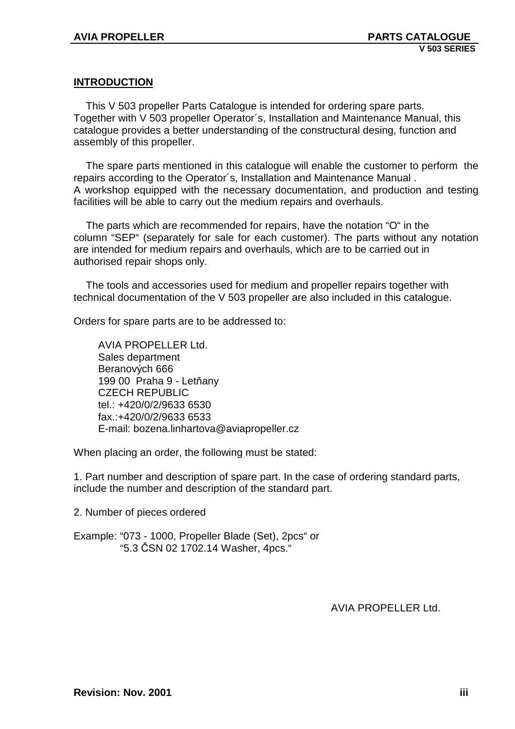## INTRODUCTION

This V 503 propeller Parts Catalogue is intended for ordering spare parts. Together with V 503 propeller Operator´s, Installation and Maintenance Manual, this catalogue provides a better understanding of the constructural desing, function and assembly of this propeller.

The spare parts mentioned in this catalogue will enable the customer to perform the repairs according to the Operator´s, Installation and Maintenance Manual . A workshop equipped with the necessary documentation, and production and testing facilities will be able to carry out the medium repairs and overhauls.

The parts which are recommended for repairs, have the notation “O“ in the column “SEP“ (separately for sale for each customer). The parts without any notation are intended for medium repairs and overhauls, which are to be carried out in authorised repair shops only.

The tools and accessories used for medium and propeller repairs together with technical documentation of the V 503 propeller are also included in this catalogue.

Orders for spare parts are to be addressed to:

AVIA PROPELLER Ltd.
Sales department
Beranových 666
199 00 Praha 9 - Letňany
CZECH REPUBLIC
tel.: +420/0/2/9633 6530
fax.:+420/0/2/9633 6533
E-mail: bozena.linhartova@aviapropeller.cz

When placing an order, the following must be stated:

1. Part number and description of spare part. In the case of ordering standard parts, include the number and description of the standard part.

2. Number of pieces ordered

Example: “073 - 1000, Propeller Blade (Set), 2pcs“ or
“5.3 ČSN 02 1702.14 Washer, 4pcs.“

AVIA PROPELLER Ltd.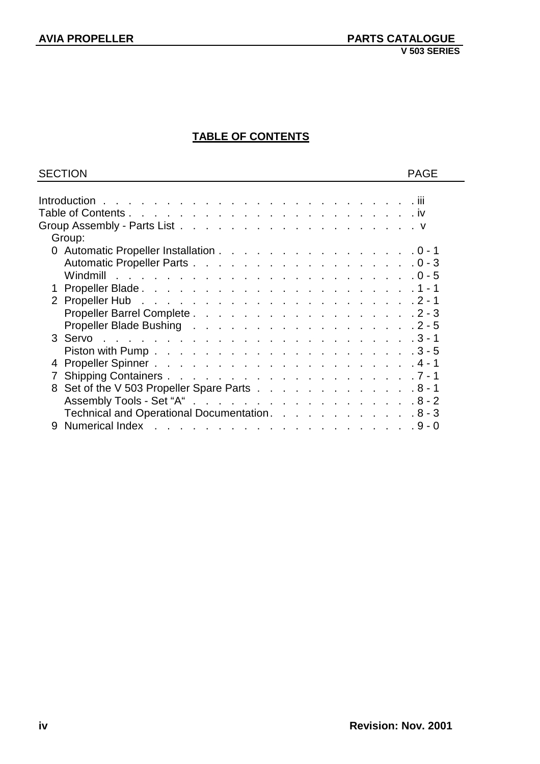## TABLE OF CONTENTS

| SECTION | PAGE |
|---|---|
| Introduction | iii |
| Table of Contents | iv |
| Group Assembly - Parts List | v |
| Group: | |
| 0 Automatic Propeller Installation | 0 - 1 |
| Automatic Propeller Parts | 0 - 3 |
| Windmill | 0 - 5 |
| 1 Propeller Blade | 1 - 1 |
| 2 Propeller Hub | 2 - 1 |
| Propeller Barrel Complete | 2 - 3 |
| Propeller Blade Bushing | 2 - 5 |
| 3 Servo | 3 - 1 |
| Piston with Pump | 3 - 5 |
| 4 Propeller Spinner | 4 - 1 |
| 7 Shipping Containers | 7 - 1 |
| 8 Set of the V 503 Propeller Spare Parts | 8 - 1 |
| Assembly Tools - Set "A" | 8 - 2 |
| Technical and Operational Documentation | 8 - 3 |
| 9 Numerical Index | 9 - 0 |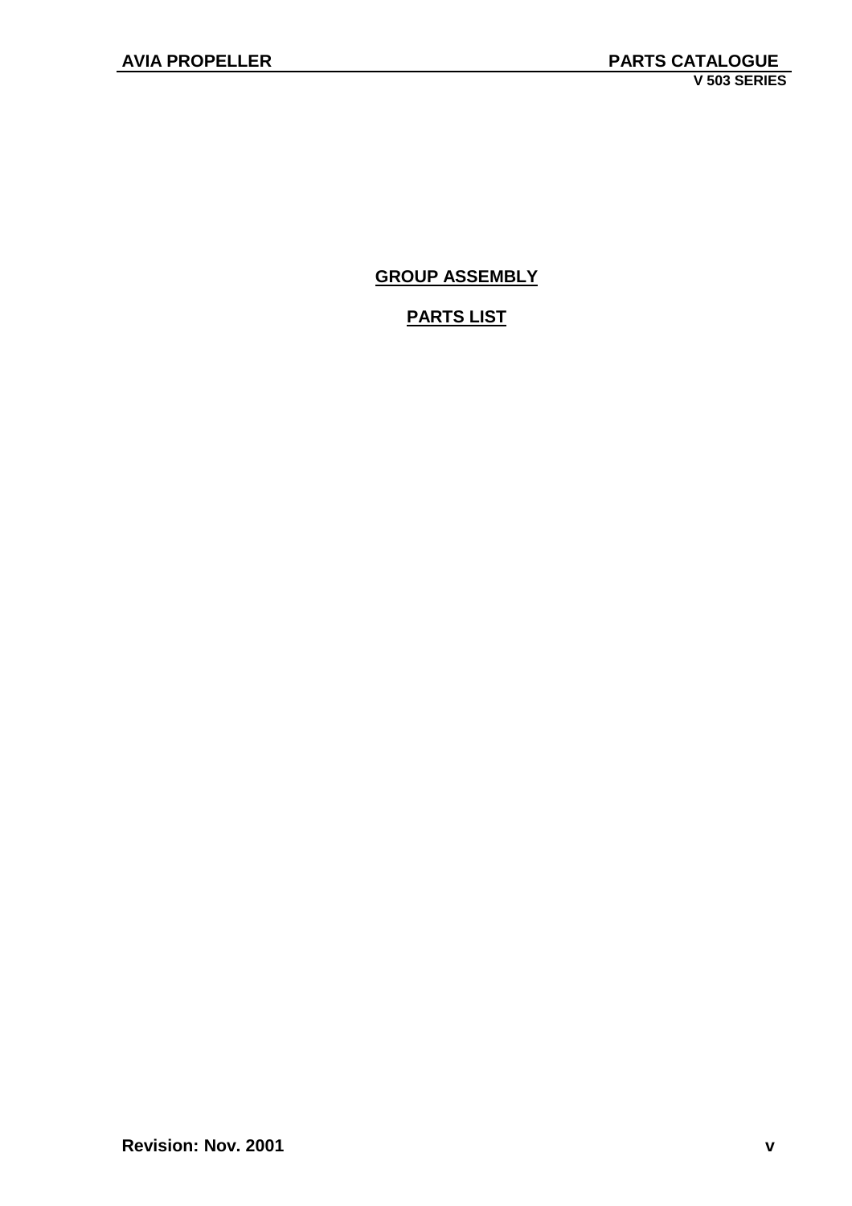## GROUP ASSEMBLY

## PARTS LIST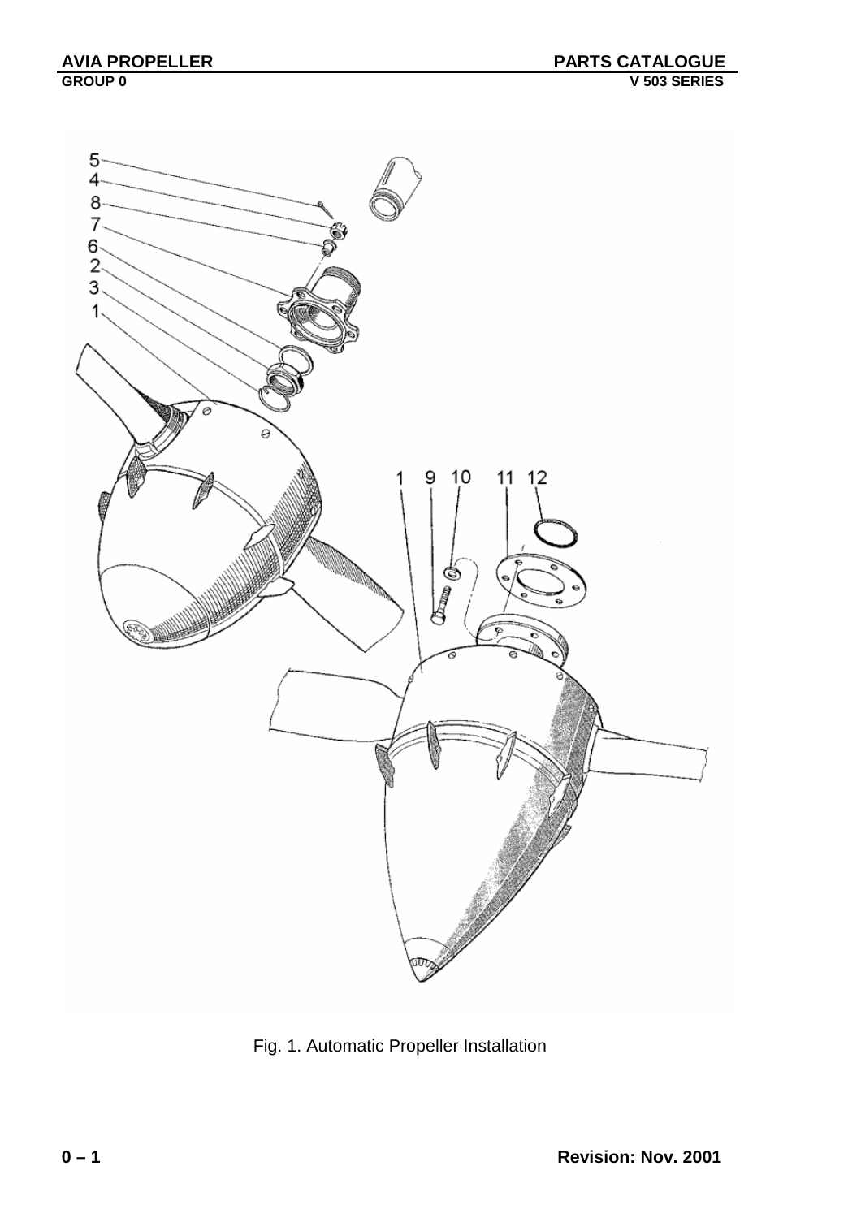Fig. 1. Automatic Propeller Installation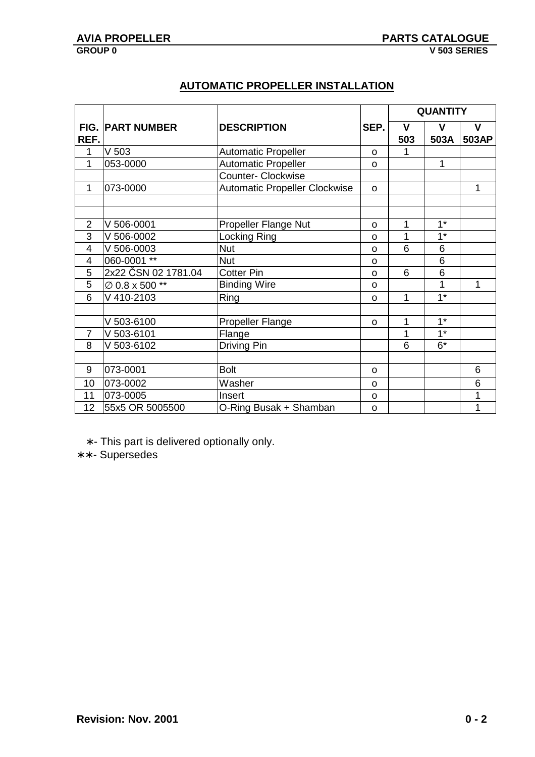## AUTOMATIC PROPELLER INSTALLATION

| FIG. REF. | PART NUMBER | DESCRIPTION | SEP. | QUANTITY | | |
|---|---|---|---|---|---|---|
| | | | | V 503 | V 503A | V 503AP |
| 1 | V 503 | Automatic Propeller | o | 1 | | |
| 1 | 053-0000 | Automatic Propeller | o | | 1 | |
| | | Counter- Clockwise | | | | |
| 1 | 073-0000 | Automatic Propeller Clockwise | o | | | 1 |
| | | | | | | |
| | | | | | | |
| 2 | V 506-0001 | Propeller Flange Nut | o | 1 | 1* | |
| 3 | V 506-0002 | Locking Ring | o | 1 | 1* | |
| 4 | V 506-0003 | Nut | o | 6 | 6 | |
| 4 | 060-0001 ** | Nut | o | | 6 | |
| 5 | 2x22 ČSN 02 1781.04 | Cotter Pin | o | 6 | 6 | |
| 5 | ∅ 0.8 x 500 ** | Binding Wire | o | | 1 | 1 |
| 6 | V 410-2103 | Ring | o | 1 | 1* | |
| | | | | | | |
| | V 503-6100 | Propeller Flange | o | 1 | 1* | |
| 7 | V 503-6101 | Flange | | 1 | 1* | |
| 8 | V 503-6102 | Driving Pin | | 6 | 6* | |
| | | | | | | |
| 9 | 073-0001 | Bolt | o | | | 6 |
| 10 | 073-0002 | Washer | o | | | 6 |
| 11 | 073-0005 | Insert | o | | | 1 |
| 12 | 55x5 OR 5005500 | O-Ring Busak + Shamban | o | | | 1 |

∗- This part is delivered optionally only.

∗∗- Supersedes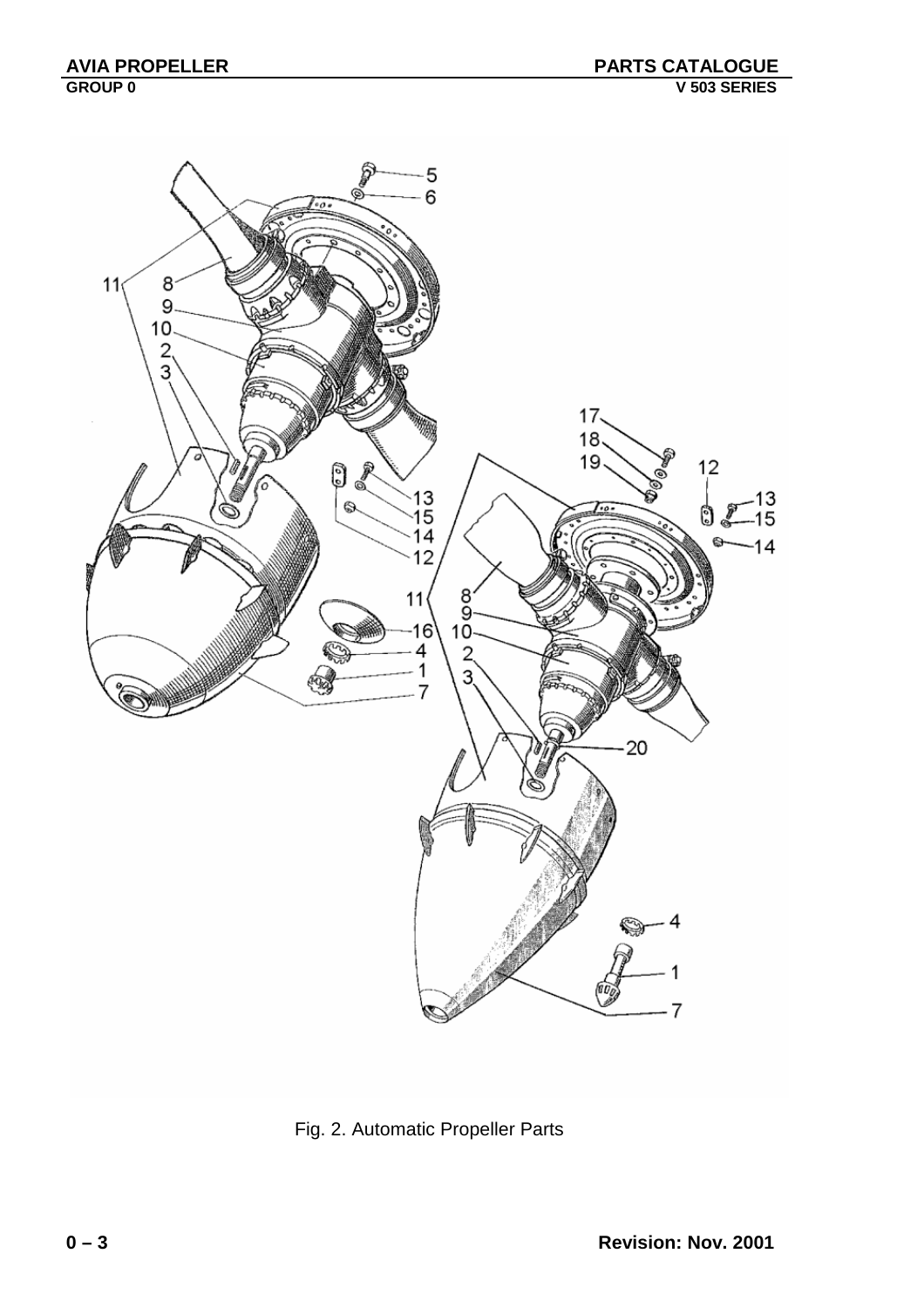Fig. 2. Automatic Propeller Parts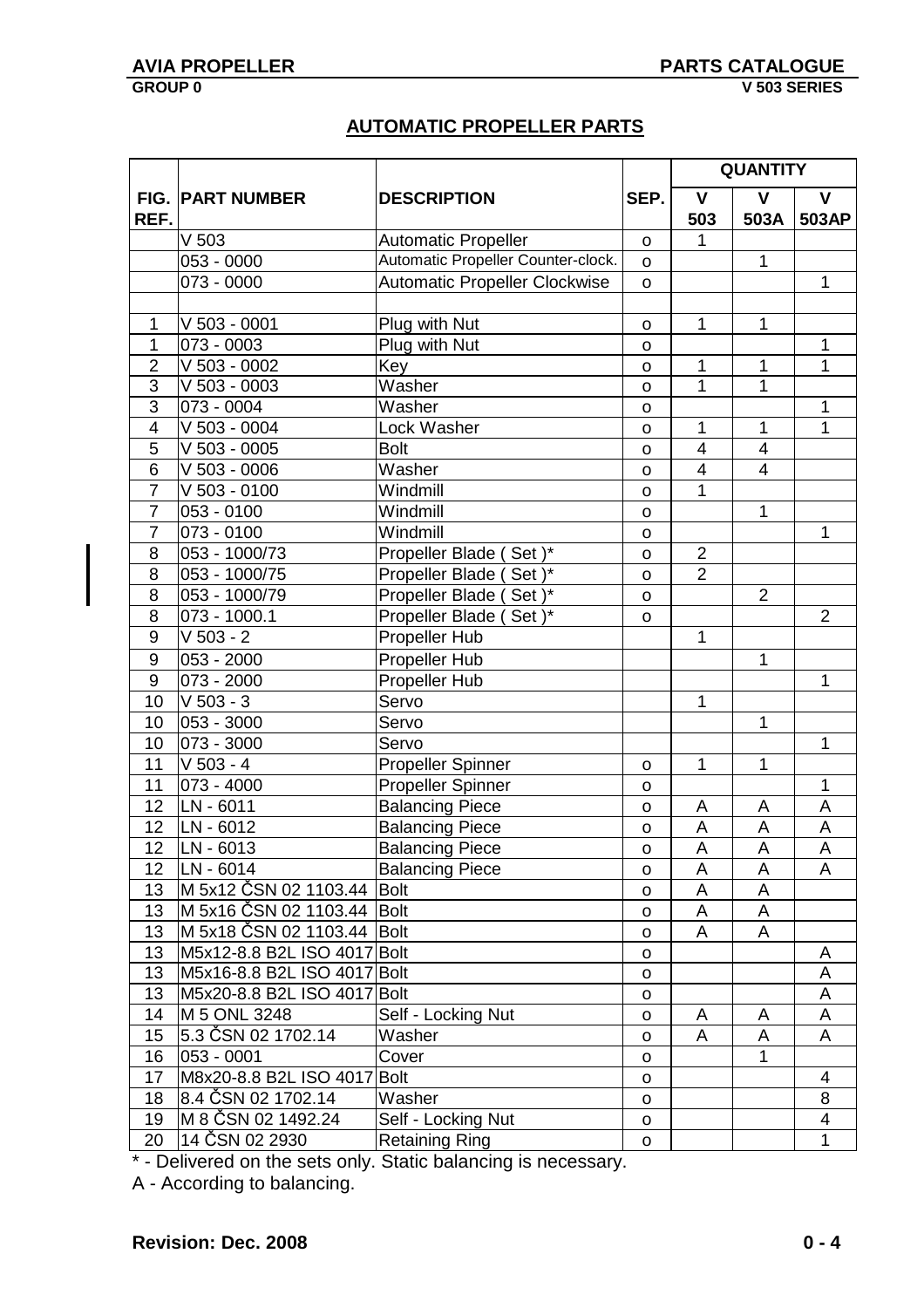## AUTOMATIC PROPELLER PARTS

| FIG. REF. | PART NUMBER | DESCRIPTION | SEP. | QUANTITY | | |
|---|---|---|---|---|---|---|
| | | | | V 503 | V 503A | V 503AP |
| | V 503 | Automatic Propeller | o | 1 | | |
| | 053 - 0000 | Automatic Propeller Counter-clock. | o | | 1 | |
| | 073 - 0000 | Automatic Propeller Clockwise | o | | | 1 |
| | | | | | | |
| 1 | V 503 - 0001 | Plug with Nut | o | 1 | 1 | |
| 1 | 073 - 0003 | Plug with Nut | o | | | 1 |
| 2 | V 503 - 0002 | Key | o | 1 | 1 | 1 |
| 3 | V 503 - 0003 | Washer | o | 1 | 1 | |
| 3 | 073 - 0004 | Washer | o | | | 1 |
| 4 | V 503 - 0004 | Lock Washer | o | 1 | 1 | 1 |
| 5 | V 503 - 0005 | Bolt | o | 4 | 4 | |
| 6 | V 503 - 0006 | Washer | o | 4 | 4 | |
| 7 | V 503 - 0100 | Windmill | o | 1 | | |
| 7 | 053 - 0100 | Windmill | o | | 1 | |
| 7 | 073 - 0100 | Windmill | o | | | 1 |
| 8 | 053 - 1000/73 | Propeller Blade ( Set )* | o | 2 | | |
| 8 | 053 - 1000/75 | Propeller Blade ( Set )* | o | 2 | | |
| 8 | 053 - 1000/79 | Propeller Blade ( Set )* | o | | 2 | |
| 8 | 073 - 1000.1 | Propeller Blade ( Set )* | o | | | 2 |
| 9 | V 503 - 2 | Propeller Hub | | 1 | | |
| 9 | 053 - 2000 | Propeller Hub | | | 1 | |
| 9 | 073 - 2000 | Propeller Hub | | | | 1 |
| 10 | V 503 - 3 | Servo | | 1 | | |
| 10 | 053 - 3000 | Servo | | | 1 | |
| 10 | 073 - 3000 | Servo | | | | 1 |
| 11 | V 503 - 4 | Propeller Spinner | o | 1 | 1 | |
| 11 | 073 - 4000 | Propeller Spinner | o | | | 1 |
| 12 | LN - 6011 | Balancing Piece | o | A | A | A |
| 12 | LN - 6012 | Balancing Piece | o | A | A | A |
| 12 | LN - 6013 | Balancing Piece | o | A | A | A |
| 12 | LN - 6014 | Balancing Piece | o | A | A | A |
| 13 | M 5x12 ČSN 02 1103.44 | Bolt | o | A | A | |
| 13 | M 5x16 ČSN 02 1103.44 | Bolt | o | A | A | |
| 13 | M 5x18 ČSN 02 1103.44 | Bolt | o | A | A | |
| 13 | M5x12-8.8 B2L ISO 4017 | Bolt | o | | | A |
| 13 | M5x16-8.8 B2L ISO 4017 | Bolt | o | | | A |
| 13 | M5x20-8.8 B2L ISO 4017 | Bolt | o | | | A |
| 14 | M 5 ONL 3248 | Self - Locking Nut | o | A | A | A |
| 15 | 5.3 ČSN 02 1702.14 | Washer | o | A | A | A |
| 16 | 053 - 0001 | Cover | o | | 1 | |
| 17 | M8x20-8.8 B2L ISO 4017 | Bolt | o | | | 4 |
| 18 | 8.4 ČSN 02 1702.14 | Washer | o | | | 8 |
| 19 | M 8 ČSN 02 1492.24 | Self - Locking Nut | o | | | 4 |
| 20 | 14 ČSN 02 2930 | Retaining Ring | o | | | 1 |

* - Delivered on the sets only. Static balancing is necessary.

A - According to balancing.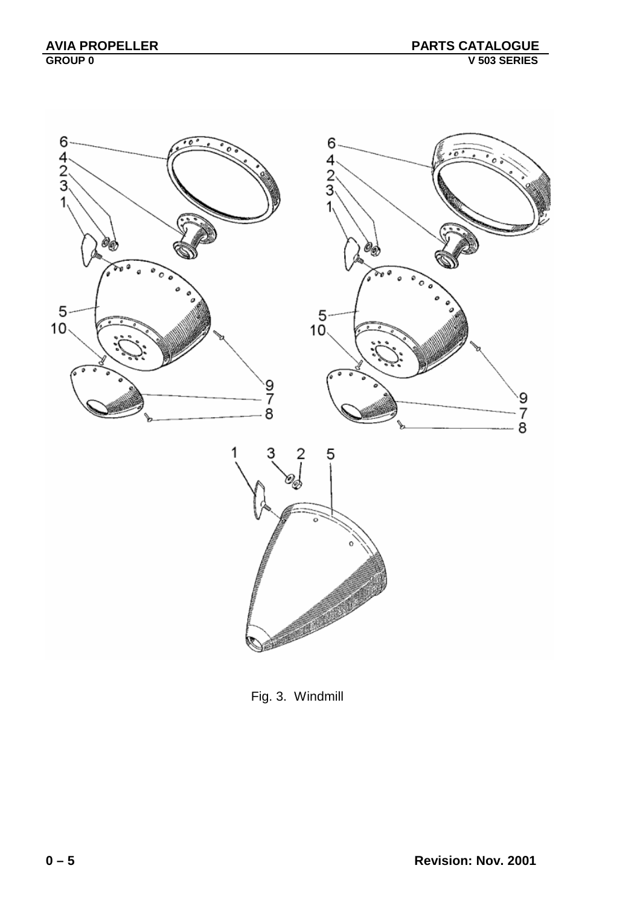Fig. 3. Windmill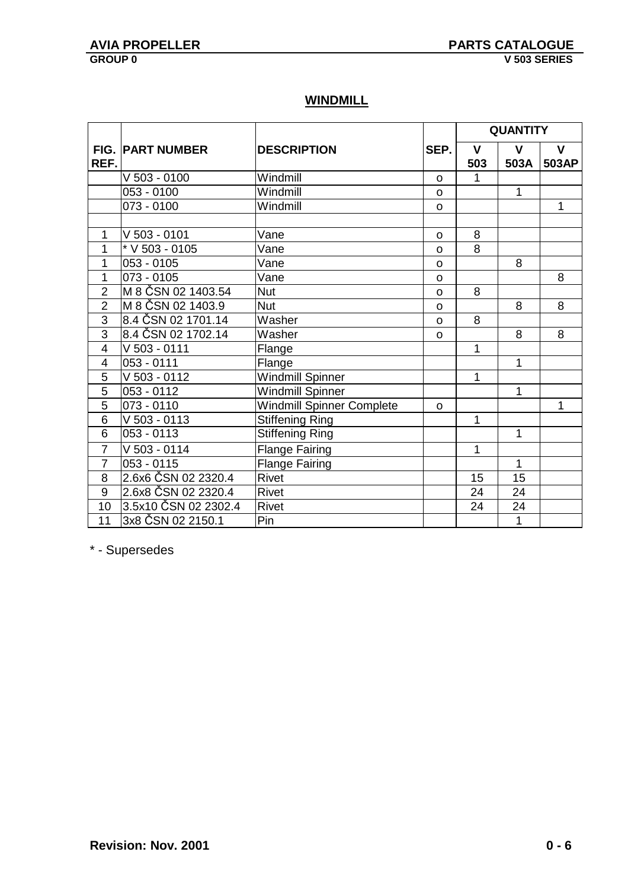## WINDMILL

| FIG. REF. | PART NUMBER | DESCRIPTION | SEP. | QUANTITY | | |
|---|---|---|---|---|---|---|
| | | | | V 503 | V 503A | V 503AP |
| | V 503 - 0100 | Windmill | o | 1 | | |
| | 053 - 0100 | Windmill | o | | 1 | |
| | 073 - 0100 | Windmill | o | | | 1 |
| | | | | | | |
| 1 | V 503 - 0101 | Vane | o | 8 | | |
| 1 | * V 503 - 0105 | Vane | o | 8 | | |
| 1 | 053 - 0105 | Vane | o | | 8 | |
| 1 | 073 - 0105 | Vane | o | | | 8 |
| 2 | M 8 ČSN 02 1403.54 | Nut | o | 8 | | |
| 2 | M 8 ČSN 02 1403.9 | Nut | o | | 8 | 8 |
| 3 | 8.4 ČSN 02 1701.14 | Washer | o | 8 | | |
| 3 | 8.4 ČSN 02 1702.14 | Washer | o | | 8 | 8 |
| 4 | V 503 - 0111 | Flange | | 1 | | |
| 4 | 053 - 0111 | Flange | | | 1 | |
| 5 | V 503 - 0112 | Windmill Spinner | | 1 | | |
| 5 | 053 - 0112 | Windmill Spinner | | | 1 | |
| 5 | 073 - 0110 | Windmill Spinner Complete | o | | | 1 |
| 6 | V 503 - 0113 | Stiffening Ring | | 1 | | |
| 6 | 053 - 0113 | Stiffening Ring | | | 1 | |
| 7 | V 503 - 0114 | Flange Fairing | | 1 | | |
| 7 | 053 - 0115 | Flange Fairing | | | 1 | |
| 8 | 2.6x6 ČSN 02 2320.4 | Rivet | | 15 | 15 | |
| 9 | 2.6x8 ČSN 02 2320.4 | Rivet | | 24 | 24 | |
| 10 | 3.5x10 ČSN 02 2302.4 | Rivet | | 24 | 24 | |
| 11 | 3x8 ČSN 02 2150.1 | Pin | | | 1 | |

* - Supersedes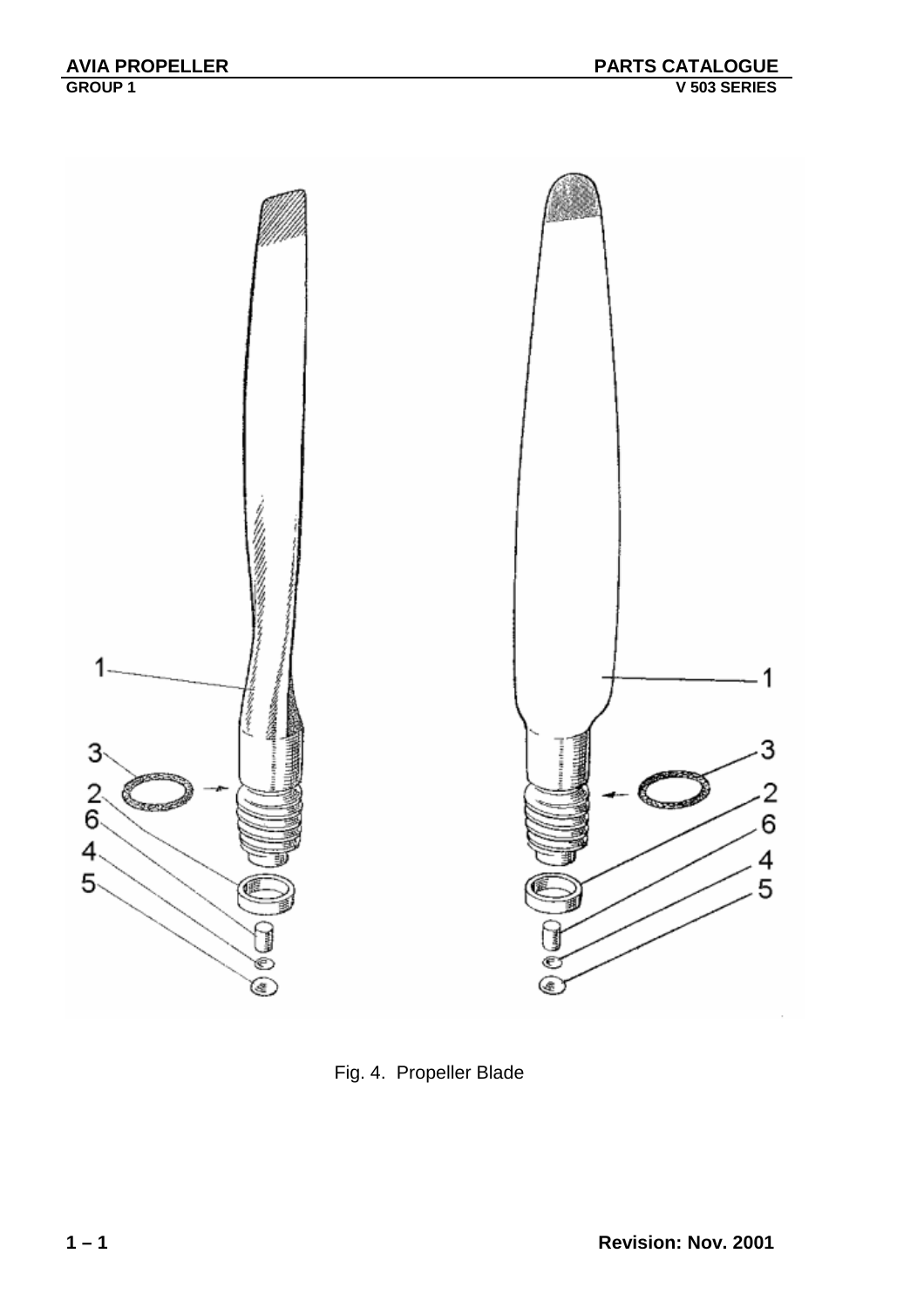1
3
2
6
4
5

1
3
2
6
4
5

Fig. 4. Propeller Blade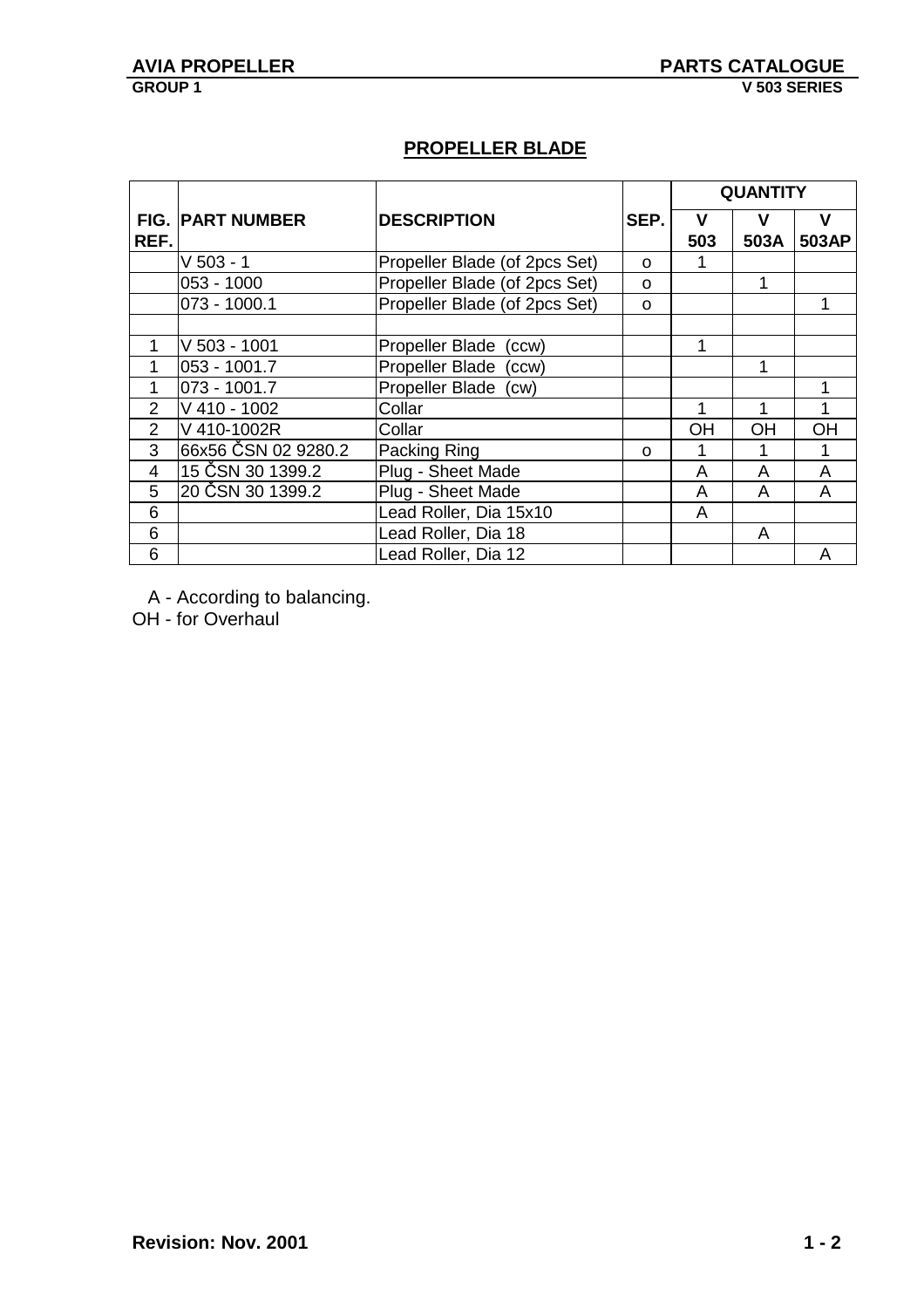## PROPELLER BLADE

| FIG. REF. | PART NUMBER | DESCRIPTION | SEP. | QUANTITY | | |
|---|---|---|---|---|---|---|
| | | | | V 503 | V 503A | V 503AP |
| | V 503 - 1 | Propeller Blade (of 2pcs Set) | o | 1 | | |
| | 053 - 1000 | Propeller Blade (of 2pcs Set) | o | | 1 | |
| | 073 - 1000.1 | Propeller Blade (of 2pcs Set) | o | | | 1 |
| | | | | | | |
| 1 | V 503 - 1001 | Propeller Blade (ccw) | | 1 | | |
| 1 | 053 - 1001.7 | Propeller Blade (ccw) | | | 1 | |
| 1 | 073 - 1001.7 | Propeller Blade (cw) | | | | 1 |
| 2 | V 410 - 1002 | Collar | | 1 | 1 | 1 |
| 2 | V 410-1002R | Collar | | OH | OH | OH |
| 3 | 66x56 ČSN 02 9280.2 | Packing Ring | o | 1 | 1 | 1 |
| 4 | 15 ČSN 30 1399.2 | Plug - Sheet Made | | A | A | A |
| 5 | 20 ČSN 30 1399.2 | Plug - Sheet Made | | A | A | A |
| 6 | | Lead Roller, Dia 15x10 | | A | | |
| 6 | | Lead Roller, Dia 18 | | | A | |
| 6 | | Lead Roller, Dia 12 | | | | A |

A - According to balancing.
OH - for Overhaul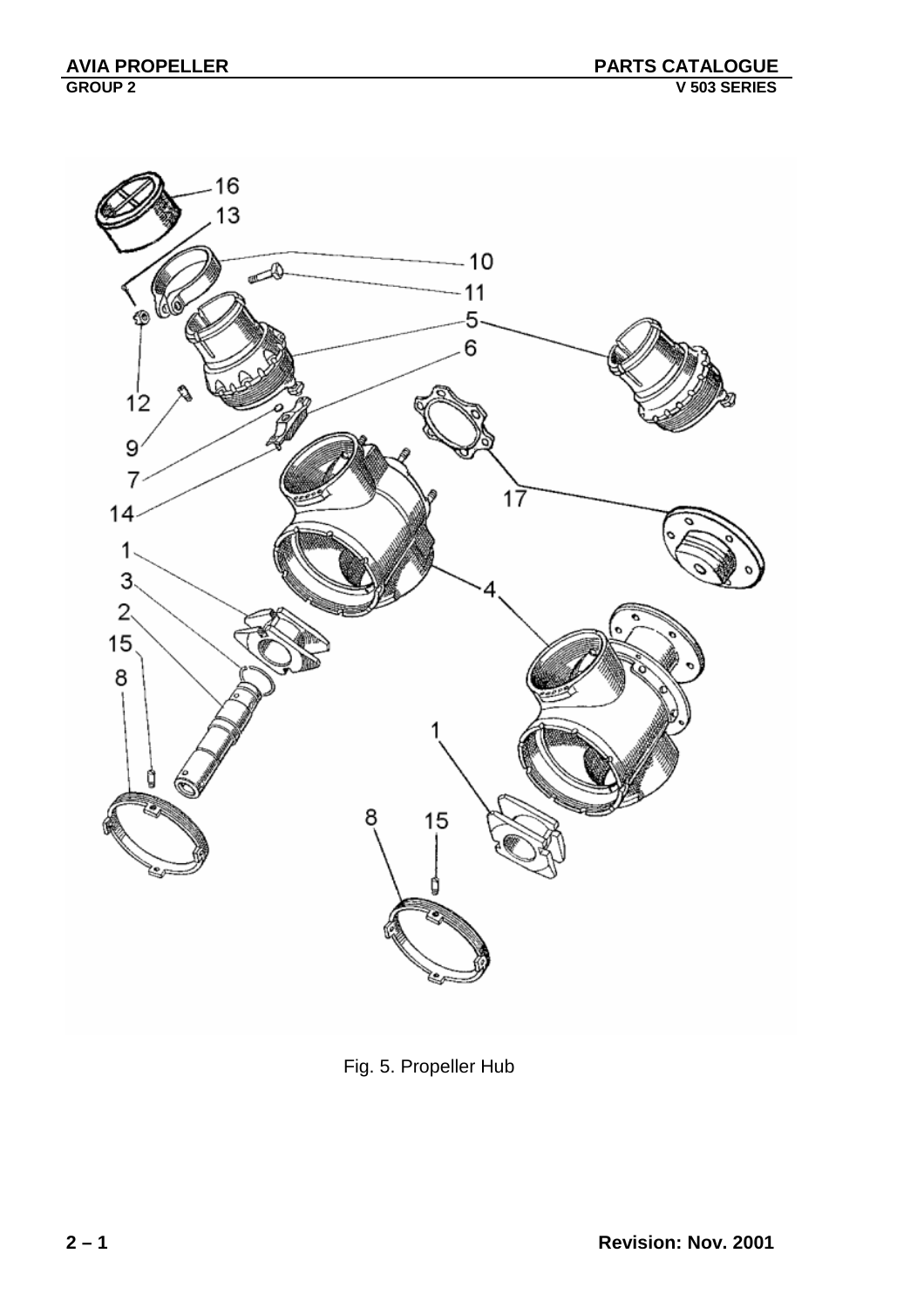Fig. 5. Propeller Hub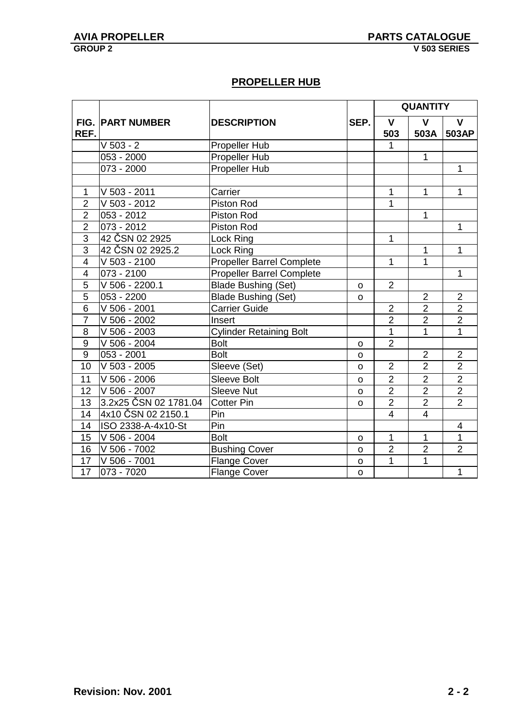## PROPELLER HUB

| FIG. REF. | PART NUMBER | DESCRIPTION | SEP. | QUANTITY | | |
|---|---|---|---|---|---|---|
| | | | | V 503 | V 503A | V 503AP |
| | V 503 - 2 | Propeller Hub | | 1 | | |
| | 053 - 2000 | Propeller Hub | | | 1 | |
| | 073 - 2000 | Propeller Hub | | | | 1 |
| | | | | | | |
| 1 | V 503 - 2011 | Carrier | | 1 | 1 | 1 |
| 2 | V 503 - 2012 | Piston Rod | | 1 | | |
| 2 | 053 - 2012 | Piston Rod | | | 1 | |
| 2 | 073 - 2012 | Piston Rod | | | | 1 |
| 3 | 42 ČSN 02 2925 | Lock Ring | | 1 | | |
| 3 | 42 ČSN 02 2925.2 | Lock Ring | | | 1 | 1 |
| 4 | V 503 - 2100 | Propeller Barrel Complete | | 1 | 1 | |
| 4 | 073 - 2100 | Propeller Barrel Complete | | | | 1 |
| 5 | V 506 - 2200.1 | Blade Bushing (Set) | o | 2 | | |
| 5 | 053 - 2200 | Blade Bushing (Set) | o | | 2 | 2 |
| 6 | V 506 - 2001 | Carrier Guide | | 2 | 2 | 2 |
| 7 | V 506 - 2002 | Insert | | 2 | 2 | 2 |
| 8 | V 506 - 2003 | Cylinder Retaining Bolt | | 1 | 1 | 1 |
| 9 | V 506 - 2004 | Bolt | o | 2 | | |
| 9 | 053 - 2001 | Bolt | o | | 2 | 2 |
| 10 | V 503 - 2005 | Sleeve (Set) | o | 2 | 2 | 2 |
| 11 | V 506 - 2006 | Sleeve Bolt | o | 2 | 2 | 2 |
| 12 | V 506 - 2007 | Sleeve Nut | o | 2 | 2 | 2 |
| 13 | 3.2x25 ČSN 02 1781.04 | Cotter Pin | o | 2 | 2 | 2 |
| 14 | 4x10 ČSN 02 2150.1 | Pin | | 4 | 4 | |
| 14 | ISO 2338-A-4x10-St | Pin | | | | 4 |
| 15 | V 506 - 2004 | Bolt | o | 1 | 1 | 1 |
| 16 | V 506 - 7002 | Bushing Cover | o | 2 | 2 | 2 |
| 17 | V 506 - 7001 | Flange Cover | o | 1 | 1 | |
| 17 | 073 - 7020 | Flange Cover | o | | | 1 |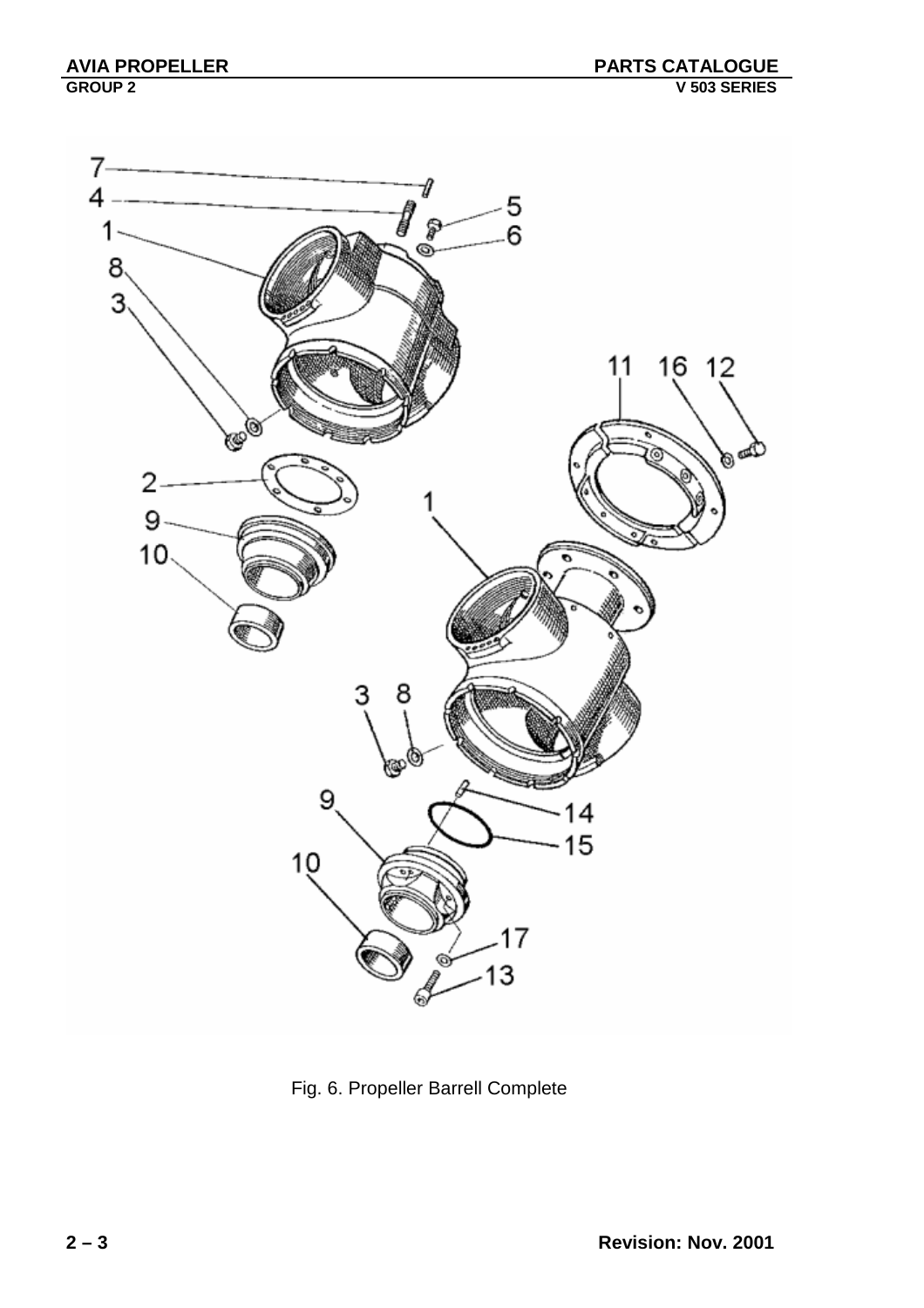Fig. 6. Propeller Barrell Complete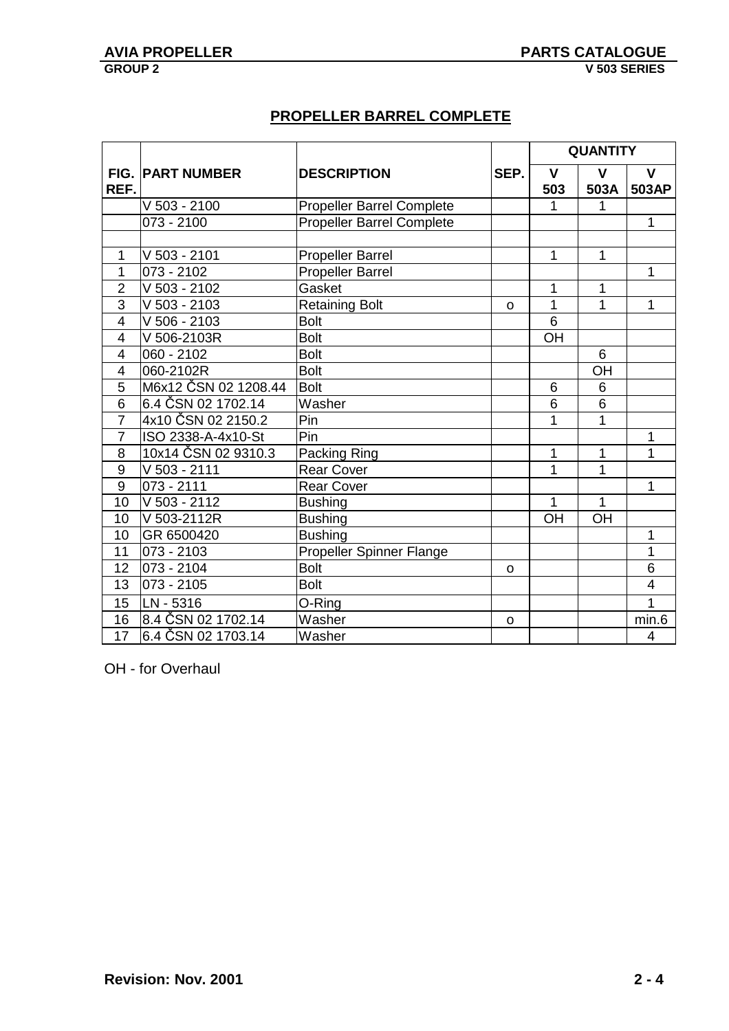## PROPELLER BARREL COMPLETE

| FIG. REF. | PART NUMBER | DESCRIPTION | SEP. | QUANTITY | | |
|---|---|---|---|---|---|---|
| | | | | V 503 | V 503A | V 503AP |
| | V 503 - 2100 | Propeller Barrel Complete | | 1 | 1 | |
| | 073 - 2100 | Propeller Barrel Complete | | | | 1 |
| | | | | | | |
| 1 | V 503 - 2101 | Propeller Barrel | | 1 | 1 | |
| 1 | 073 - 2102 | Propeller Barrel | | | | 1 |
| 2 | V 503 - 2102 | Gasket | | 1 | 1 | |
| 3 | V 503 - 2103 | Retaining Bolt | o | 1 | 1 | 1 |
| 4 | V 506 - 2103 | Bolt | | 6 | | |
| 4 | V 506-2103R | Bolt | | OH | | |
| 4 | 060 - 2102 | Bolt | | | 6 | |
| 4 | 060-2102R | Bolt | | | OH | |
| 5 | M6x12 ČSN 02 1208.44 | Bolt | | 6 | 6 | |
| 6 | 6.4 ČSN 02 1702.14 | Washer | | 6 | 6 | |
| 7 | 4x10 ČSN 02 2150.2 | Pin | | 1 | 1 | |
| 7 | ISO 2338-A-4x10-St | Pin | | | | 1 |
| 8 | 10x14 ČSN 02 9310.3 | Packing Ring | | 1 | 1 | 1 |
| 9 | V 503 - 2111 | Rear Cover | | 1 | 1 | |
| 9 | 073 - 2111 | Rear Cover | | | | 1 |
| 10 | V 503 - 2112 | Bushing | | 1 | 1 | |
| 10 | V 503-2112R | Bushing | | OH | OH | |
| 10 | GR 6500420 | Bushing | | | | 1 |
| 11 | 073 - 2103 | Propeller Spinner Flange | | | | 1 |
| 12 | 073 - 2104 | Bolt | o | | | 6 |
| 13 | 073 - 2105 | Bolt | | | | 4 |
| 15 | LN - 5316 | O-Ring | | | | 1 |
| 16 | 8.4 ČSN 02 1702.14 | Washer | o | | | min.6 |
| 17 | 6.4 ČSN 02 1703.14 | Washer | | | | 4 |

OH - for Overhaul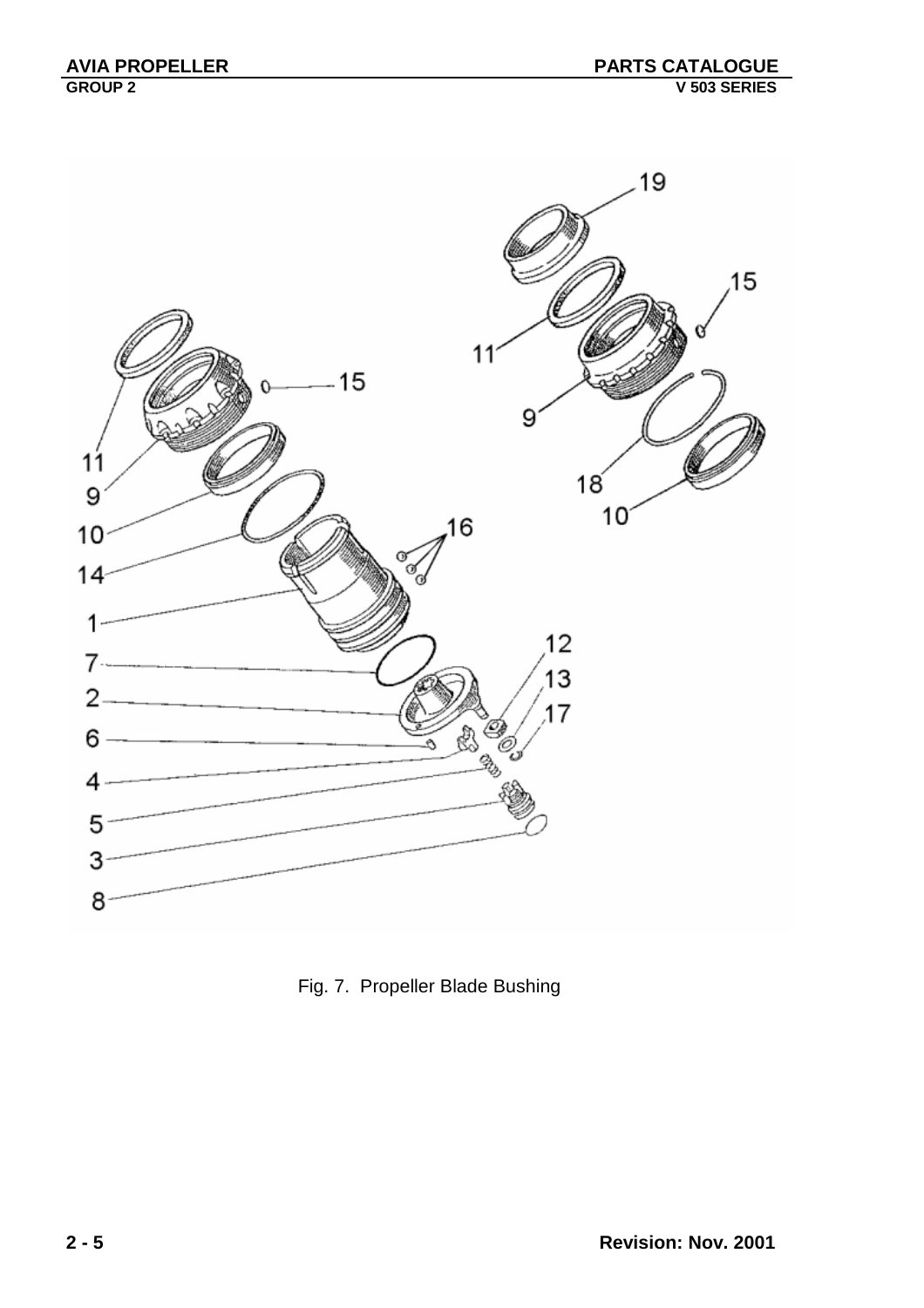Fig. 7. Propeller Blade Bushing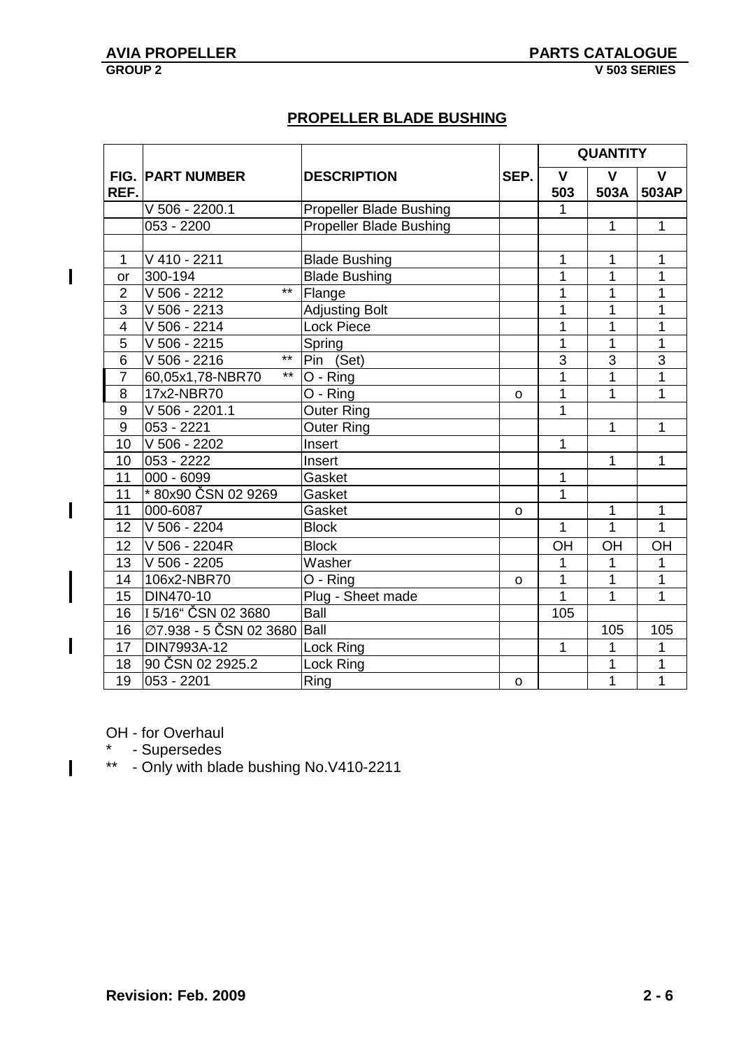## PROPELLER BLADE BUSHING

| FIG. REF. | PART NUMBER | DESCRIPTION | SEP. | QUANTITY | | |
|---|---|---|---|---|---|---|
| | | | | V 503 | V 503A | V 503AP |
| | V 506 - 2200.1 | Propeller Blade Bushing | | 1 | | |
| | 053 - 2200 | Propeller Blade Bushing | | | 1 | 1 |
| | | | | | | |
| 1 | V 410 - 2211 | Blade Bushing | | 1 | 1 | 1 |
| or | 300-194 | Blade Bushing | | 1 | 1 | 1 |
| 2 | V 506 - 2212 ** | Flange | | 1 | 1 | 1 |
| 3 | V 506 - 2213 | Adjusting Bolt | | 1 | 1 | 1 |
| 4 | V 506 - 2214 | Lock Piece | | 1 | 1 | 1 |
| 5 | V 506 - 2215 | Spring | | 1 | 1 | 1 |
| 6 | V 506 - 2216 ** | Pin (Set) | | 3 | 3 | 3 |
| 7 | 60,05x1,78-NBR70 ** | O - Ring | | 1 | 1 | 1 |
| 8 | 17x2-NBR70 | O - Ring | o | 1 | 1 | 1 |
| 9 | V 506 - 2201.1 | Outer Ring | | 1 | | |
| 9 | 053 - 2221 | Outer Ring | | | 1 | 1 |
| 10 | V 506 - 2202 | Insert | | 1 | | |
| 10 | 053 - 2222 | Insert | | | 1 | 1 |
| 11 | 000 - 6099 | Gasket | | 1 | | |
| 11 | * 80x90 ČSN 02 9269 | Gasket | | 1 | | |
| 11 | 000-6087 | Gasket | o | | 1 | 1 |
| 12 | V 506 - 2204 | Block | | 1 | 1 | 1 |
| 12 | V 506 - 2204R | Block | | OH | OH | OH |
| 13 | V 506 - 2205 | Washer | | 1 | 1 | 1 |
| 14 | 106x2-NBR70 | O - Ring | o | 1 | 1 | 1 |
| 15 | DIN470-10 | Plug - Sheet made | | 1 | 1 | 1 |
| 16 | I 5/16" ČSN 02 3680 | Ball | | 105 | | |
| 16 | ∅7.938 - 5 ČSN 02 3680 | Ball | | | 105 | 105 |
| 17 | DIN7993A-12 | Lock Ring | | 1 | 1 | 1 |
| 18 | 90 ČSN 02 2925.2 | Lock Ring | | | 1 | 1 |
| 19 | 053 - 2201 | Ring | o | | 1 | 1 |

OH - for Overhaul

\* - Supersedes

\*\* - Only with blade bushing No.V410-2211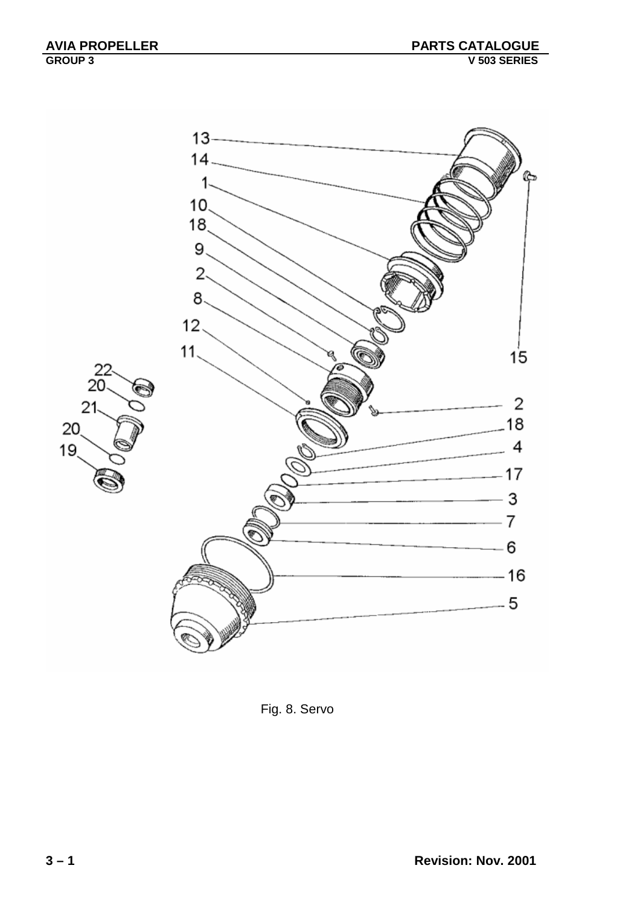13
14
1
10
18
9
2
8
12
11
22
20
21
20
19
15
2
18
4
17
3
7
6
16
5

Fig. 8. Servo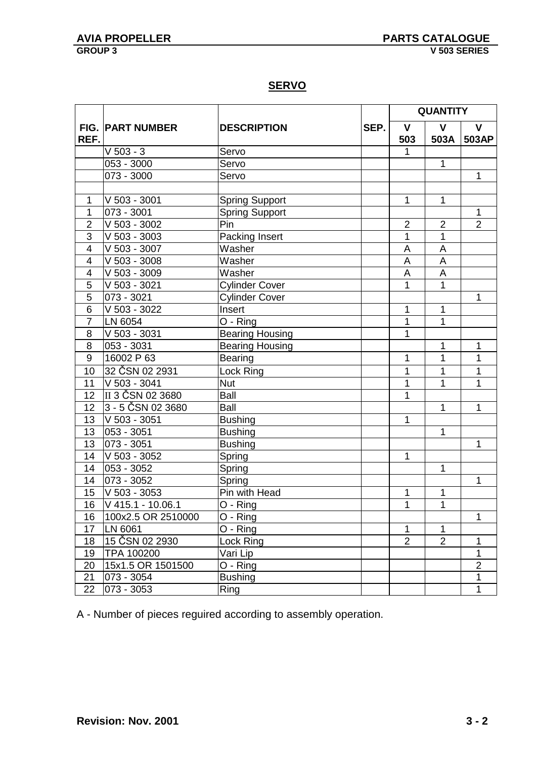## SERVO

| FIG. REF. | PART NUMBER | DESCRIPTION | SEP. | QUANTITY | | |
|---|---|---|---|---|---|---|
| | | | | V 503 | V 503A | V 503AP |
| | V 503 - 3 | Servo | | 1 | | |
| | 053 - 3000 | Servo | | | 1 | |
| | 073 - 3000 | Servo | | | | 1 |
| | | | | | | |
| 1 | V 503 - 3001 | Spring Support | | 1 | 1 | |
| 1 | 073 - 3001 | Spring Support | | | | 1 |
| 2 | V 503 - 3002 | Pin | | 2 | 2 | 2 |
| 3 | V 503 - 3003 | Packing Insert | | 1 | 1 | |
| 4 | V 503 - 3007 | Washer | | A | A | |
| 4 | V 503 - 3008 | Washer | | A | A | |
| 4 | V 503 - 3009 | Washer | | A | A | |
| 5 | V 503 - 3021 | Cylinder Cover | | 1 | 1 | |
| 5 | 073 - 3021 | Cylinder Cover | | | | 1 |
| 6 | V 503 - 3022 | Insert | | 1 | 1 | |
| 7 | LN 6054 | O - Ring | | 1 | 1 | |
| 8 | V 503 - 3031 | Bearing Housing | | 1 | | |
| 8 | 053 - 3031 | Bearing Housing | | | 1 | 1 |
| 9 | 16002 P 63 | Bearing | | 1 | 1 | 1 |
| 10 | 32 ČSN 02 2931 | Lock Ring | | 1 | 1 | 1 |
| 11 | V 503 - 3041 | Nut | | 1 | 1 | 1 |
| 12 | II 3 ČSN 02 3680 | Ball | | 1 | | |
| 12 | 3 - 5 ČSN 02 3680 | Ball | | | 1 | 1 |
| 13 | V 503 - 3051 | Bushing | | 1 | | |
| 13 | 053 - 3051 | Bushing | | | 1 | |
| 13 | 073 - 3051 | Bushing | | | | 1 |
| 14 | V 503 - 3052 | Spring | | 1 | | |
| 14 | 053 - 3052 | Spring | | | 1 | |
| 14 | 073 - 3052 | Spring | | | | 1 |
| 15 | V 503 - 3053 | Pin with Head | | 1 | 1 | |
| 16 | V 415.1 - 10.06.1 | O - Ring | | 1 | 1 | |
| 16 | 100x2.5 OR 2510000 | O - Ring | | | | 1 |
| 17 | LN 6061 | O - Ring | | 1 | 1 | |
| 18 | 15 ČSN 02 2930 | Lock Ring | | 2 | 2 | 1 |
| 19 | TPA 100200 | Vari Lip | | | | 1 |
| 20 | 15x1.5 OR 1501500 | O - Ring | | | | 2 |
| 21 | 073 - 3054 | Bushing | | | | 1 |
| 22 | 073 - 3053 | Ring | | | | 1 |

A - Number of pieces reguired according to assembly operation.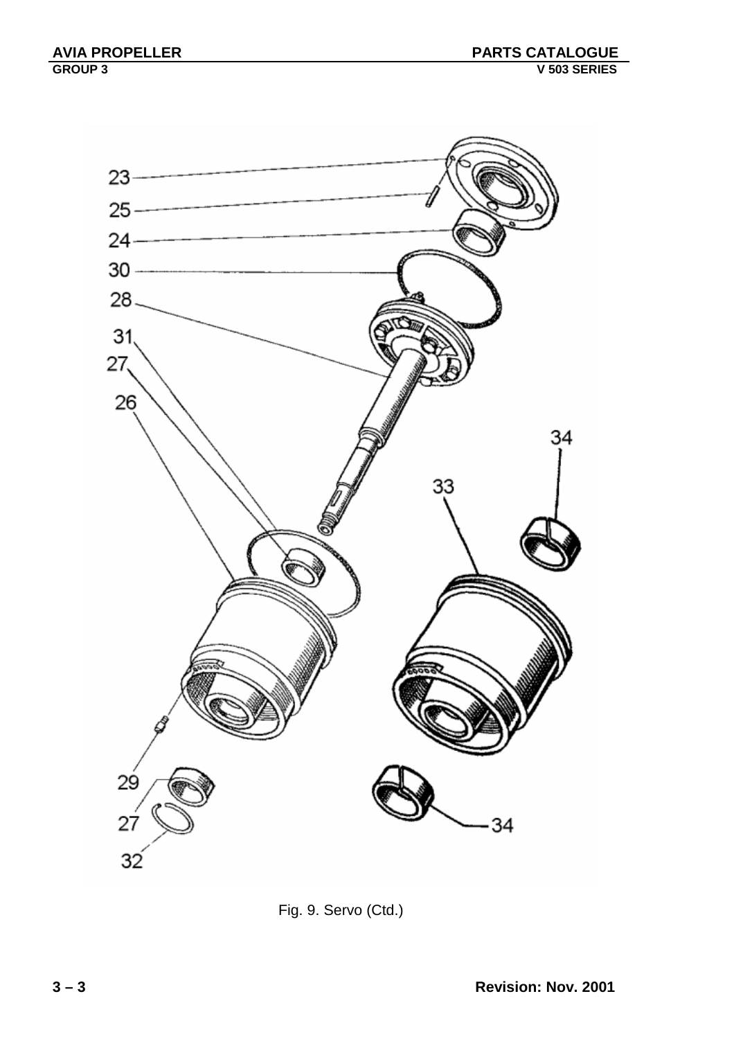Fig. 9. Servo (Ctd.)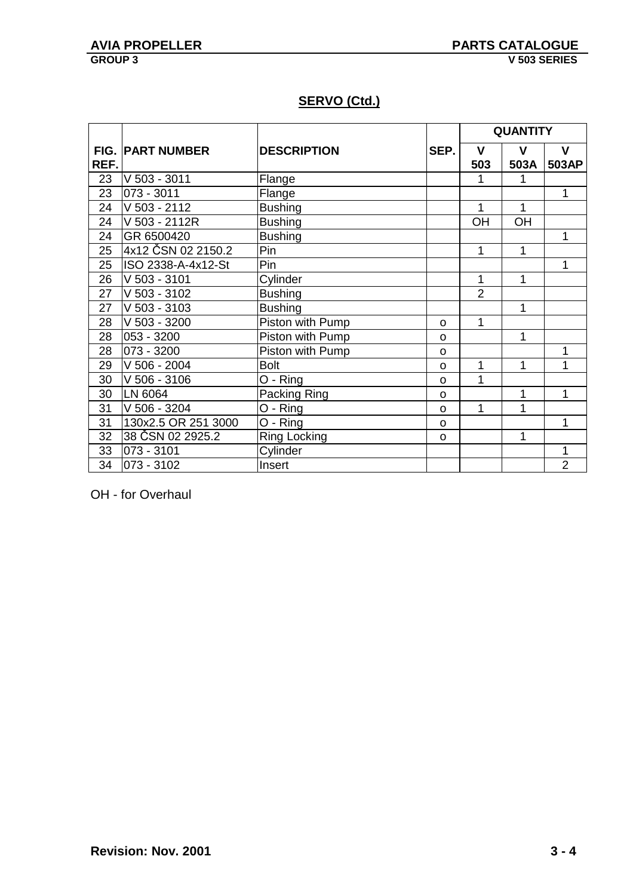## SERVO (Ctd.)

| FIG. REF. | PART NUMBER | DESCRIPTION | SEP. | QUANTITY | | |
|---|---|---|---|---|---|---|
| | | | | V 503 | V 503A | V 503AP |
| 23 | V 503 - 3011 | Flange | | 1 | 1 | |
| 23 | 073 - 3011 | Flange | | | | 1 |
| 24 | V 503 - 2112 | Bushing | | 1 | 1 | |
| 24 | V 503 - 2112R | Bushing | | OH | OH | |
| 24 | GR 6500420 | Bushing | | | | 1 |
| 25 | 4x12 ČSN 02 2150.2 | Pin | | 1 | 1 | |
| 25 | ISO 2338-A-4x12-St | Pin | | | | 1 |
| 26 | V 503 - 3101 | Cylinder | | 1 | 1 | |
| 27 | V 503 - 3102 | Bushing | | 2 | | |
| 27 | V 503 - 3103 | Bushing | | | 1 | |
| 28 | V 503 - 3200 | Piston with Pump | o | 1 | | |
| 28 | 053 - 3200 | Piston with Pump | o | | 1 | |
| 28 | 073 - 3200 | Piston with Pump | o | | | 1 |
| 29 | V 506 - 2004 | Bolt | o | 1 | 1 | 1 |
| 30 | V 506 - 3106 | O - Ring | o | 1 | | |
| 30 | LN 6064 | Packing Ring | o | | 1 | 1 |
| 31 | V 506 - 3204 | O - Ring | o | 1 | 1 | |
| 31 | 130x2.5 OR 251 3000 | O - Ring | o | | | 1 |
| 32 | 38 ČSN 02 2925.2 | Ring Locking | o | | 1 | |
| 33 | 073 - 3101 | Cylinder | | | | 1 |
| 34 | 073 - 3102 | Insert | | | | 2 |

OH - for Overhaul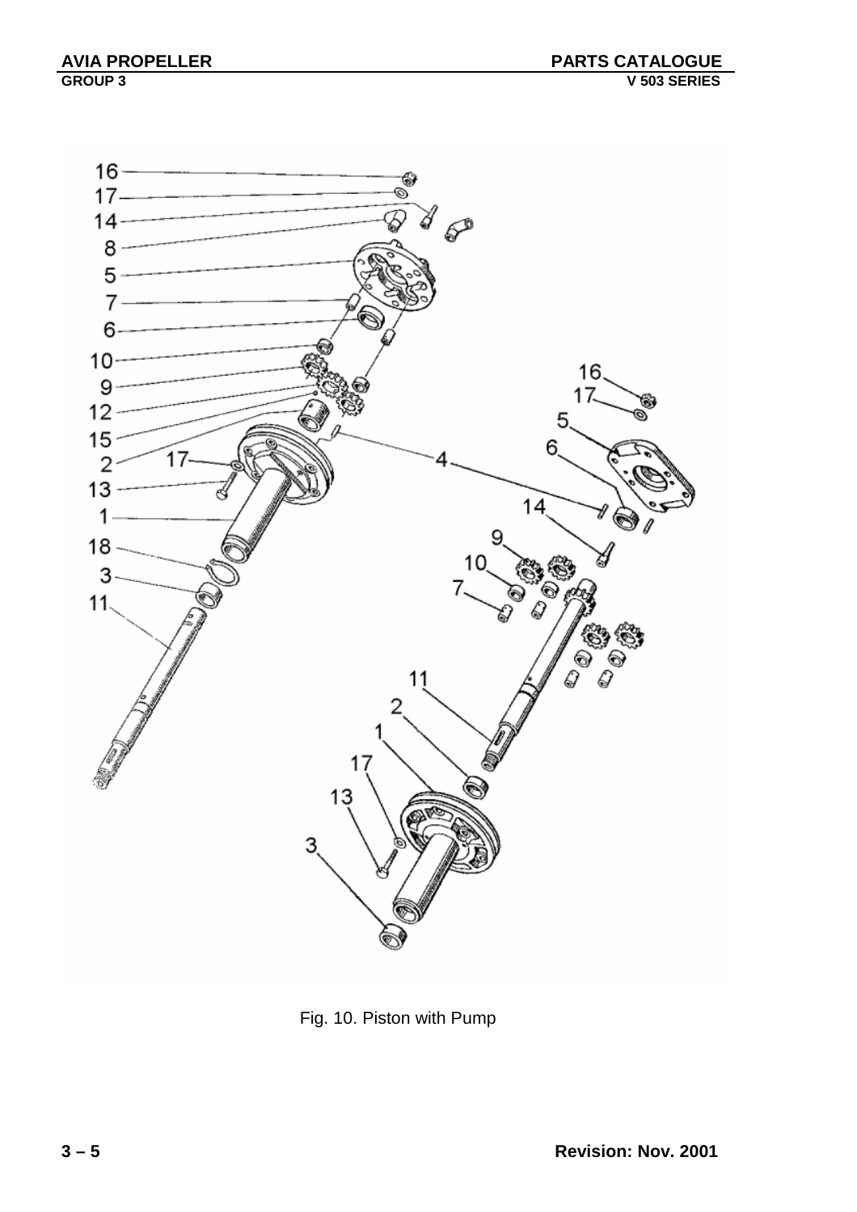Fig. 10. Piston with Pump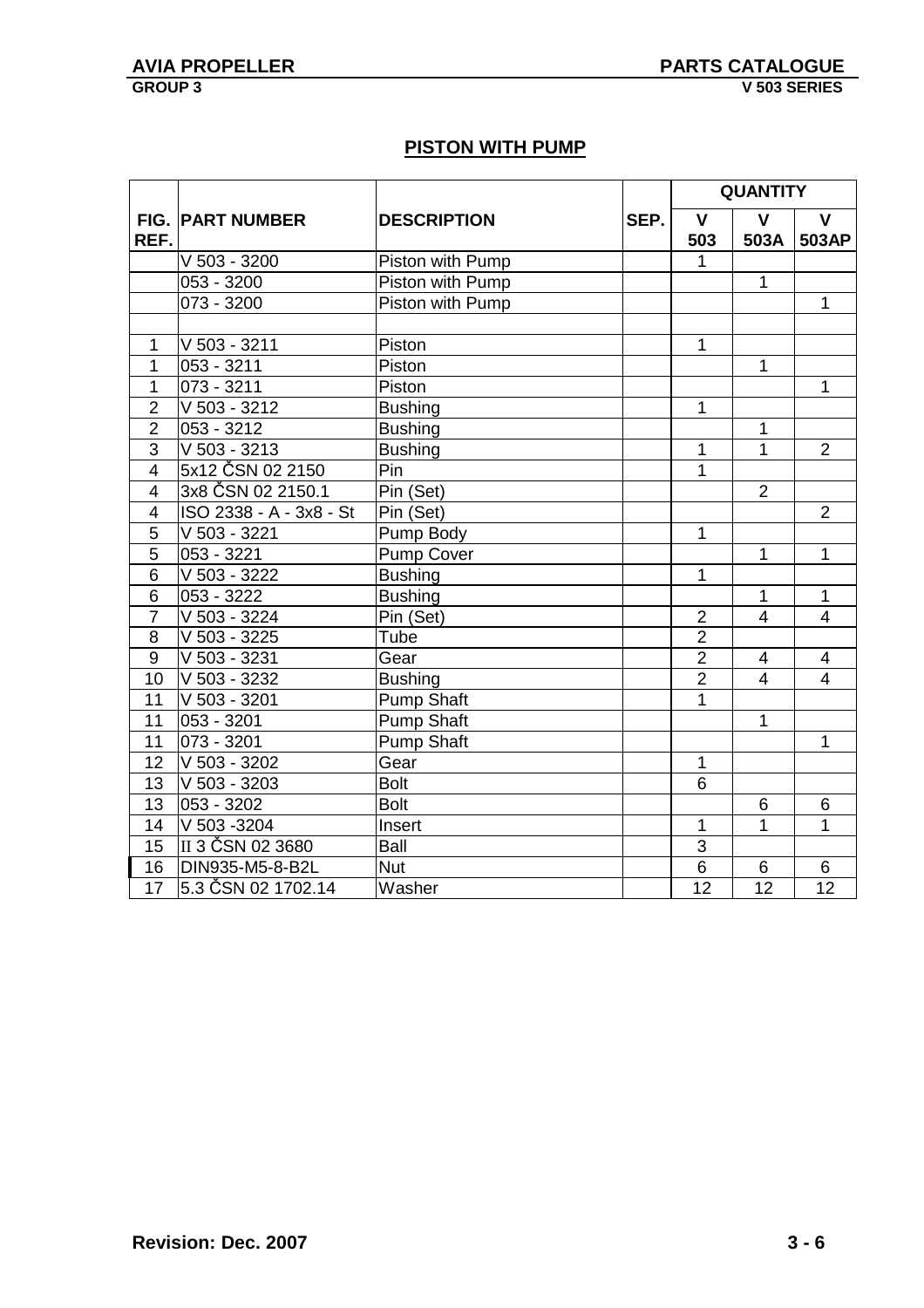## PISTON WITH PUMP

| FIG. REF. | PART NUMBER | DESCRIPTION | SEP. | QUANTITY | | |
|---|---|---|---|---|---|---|
| | | | | V 503 | V 503A | V 503AP |
| | V 503 - 3200 | Piston with Pump | | 1 | | |
| | 053 - 3200 | Piston with Pump | | | 1 | |
| | 073 - 3200 | Piston with Pump | | | | 1 |
| | | | | | | |
| 1 | V 503 - 3211 | Piston | | 1 | | |
| 1 | 053 - 3211 | Piston | | | 1 | |
| 1 | 073 - 3211 | Piston | | | | 1 |
| 2 | V 503 - 3212 | Bushing | | 1 | | |
| 2 | 053 - 3212 | Bushing | | | 1 | |
| 3 | V 503 - 3213 | Bushing | | 1 | 1 | 2 |
| 4 | 5x12 ČSN 02 2150 | Pin | | 1 | | |
| 4 | 3x8 ČSN 02 2150.1 | Pin (Set) | | | 2 | |
| 4 | ISO 2338 - A - 3x8 - St | Pin (Set) | | | | 2 |
| 5 | V 503 - 3221 | Pump Body | | 1 | | |
| 5 | 053 - 3221 | Pump Cover | | | 1 | 1 |
| 6 | V 503 - 3222 | Bushing | | 1 | | |
| 6 | 053 - 3222 | Bushing | | | 1 | 1 |
| 7 | V 503 - 3224 | Pin (Set) | | 2 | 4 | 4 |
| 8 | V 503 - 3225 | Tube | | 2 | | |
| 9 | V 503 - 3231 | Gear | | 2 | 4 | 4 |
| 10 | V 503 - 3232 | Bushing | | 2 | 4 | 4 |
| 11 | V 503 - 3201 | Pump Shaft | | 1 | | |
| 11 | 053 - 3201 | Pump Shaft | | | 1 | |
| 11 | 073 - 3201 | Pump Shaft | | | | 1 |
| 12 | V 503 - 3202 | Gear | | 1 | | |
| 13 | V 503 - 3203 | Bolt | | 6 | | |
| 13 | 053 - 3202 | Bolt | | | 6 | 6 |
| 14 | V 503 -3204 | Insert | | 1 | 1 | 1 |
| 15 | II 3 ČSN 02 3680 | Ball | | 3 | | |
| 16 | DIN935-M5-8-B2L | Nut | | 6 | 6 | 6 |
| 17 | 5.3 ČSN 02 1702.14 | Washer | | 12 | 12 | 12 |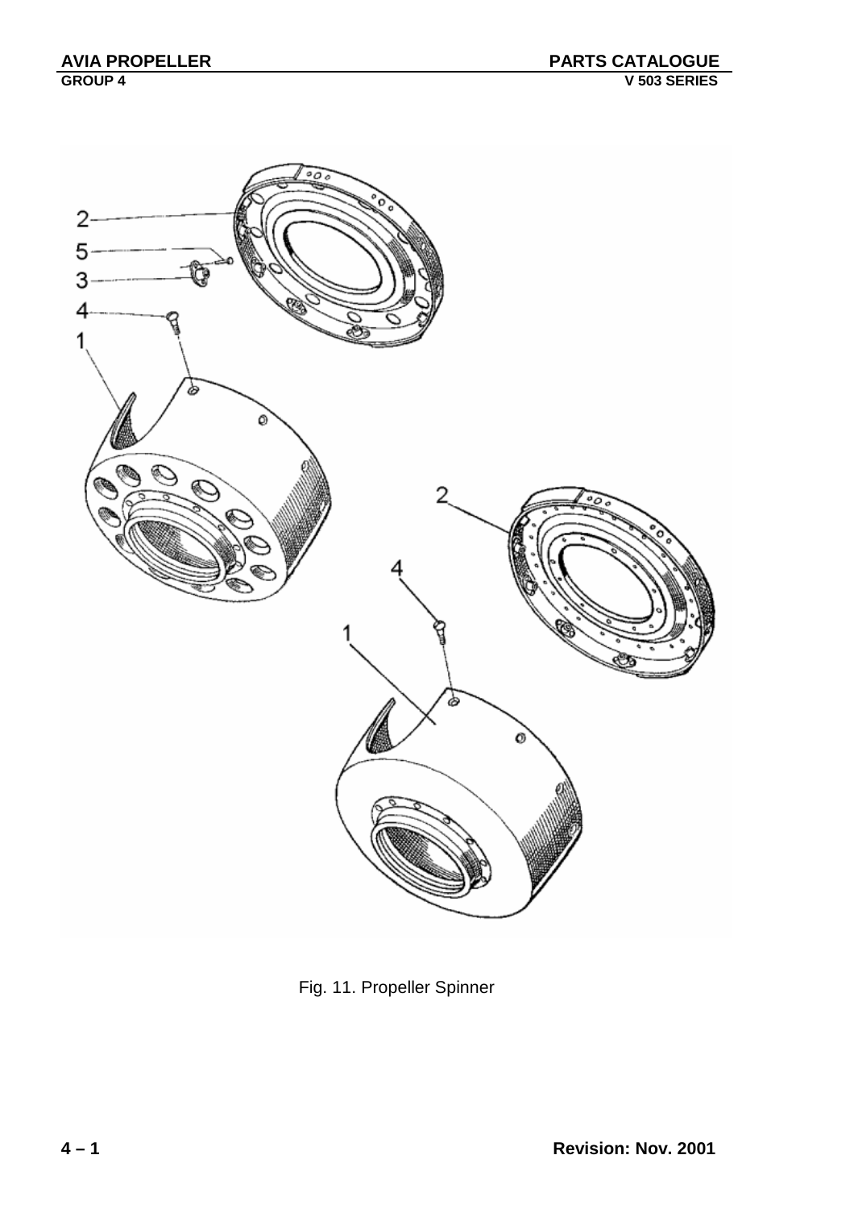Fig. 11. Propeller Spinner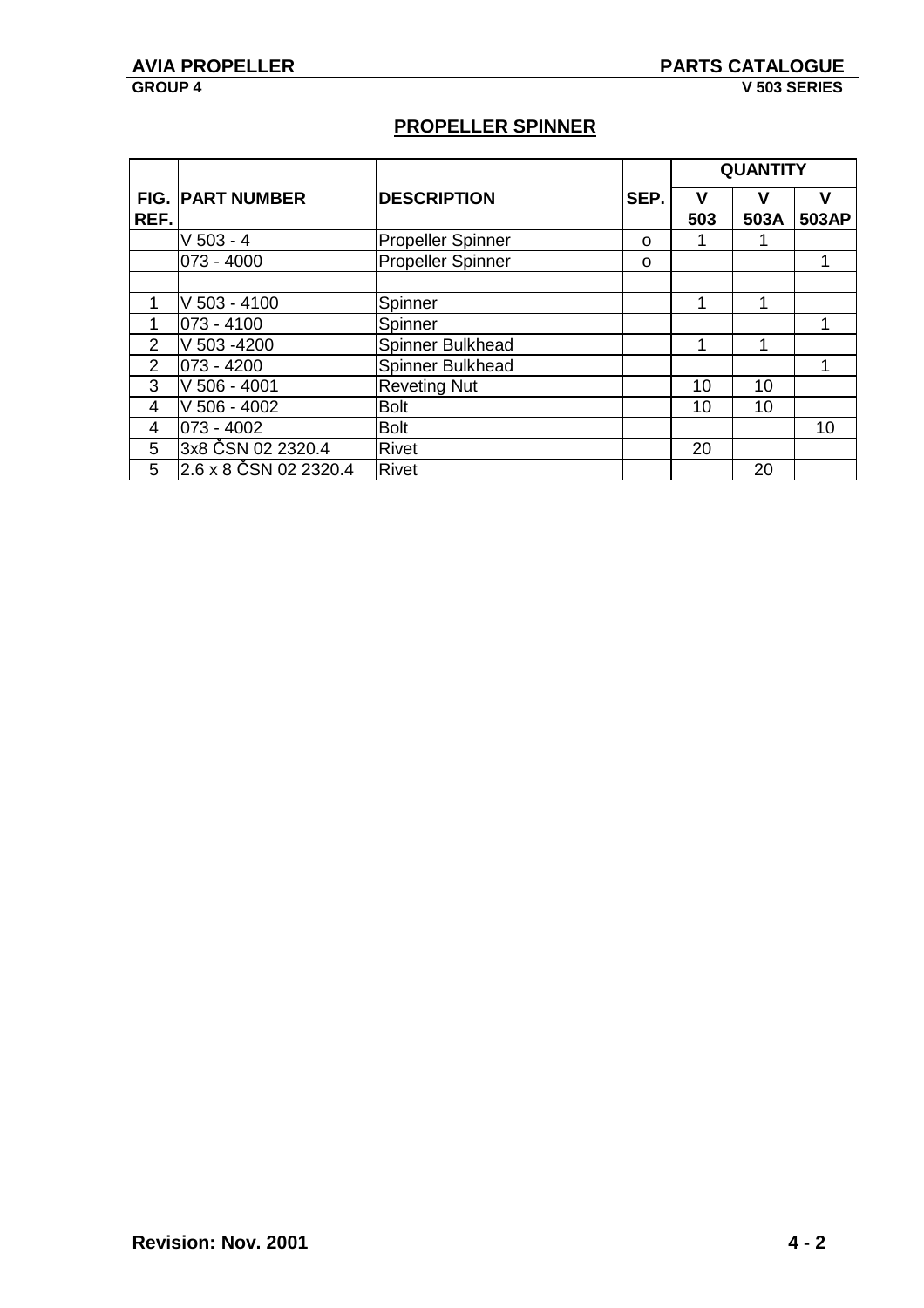## PROPELLER SPINNER

| FIG. REF. | PART NUMBER | DESCRIPTION | SEP. | QUANTITY V 503 | V 503A | V 503AP |
|---|---|---|---|---|---|---|
| | V 503 - 4 | Propeller Spinner | o | 1 | 1 | |
| | 073 - 4000 | Propeller Spinner | o | | | 1 |
| | | | | | | |
| 1 | V 503 - 4100 | Spinner | | 1 | 1 | |
| 1 | 073 - 4100 | Spinner | | | | 1 |
| 2 | V 503 -4200 | Spinner Bulkhead | | 1 | 1 | |
| 2 | 073 - 4200 | Spinner Bulkhead | | | | 1 |
| 3 | V 506 - 4001 | Reveting Nut | | 10 | 10 | |
| 4 | V 506 - 4002 | Bolt | | 10 | 10 | |
| 4 | 073 - 4002 | Bolt | | | | 10 |
| 5 | 3x8 ČSN 02 2320.4 | Rivet | | 20 | | |
| 5 | 2.6 x 8 ČSN 02 2320.4 | Rivet | | | 20 | |

Revision: Nov. 2001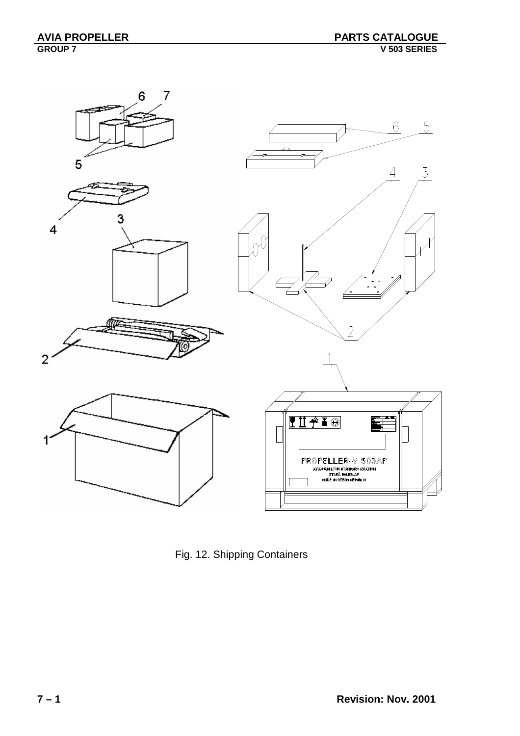Fig. 12. Shipping Containers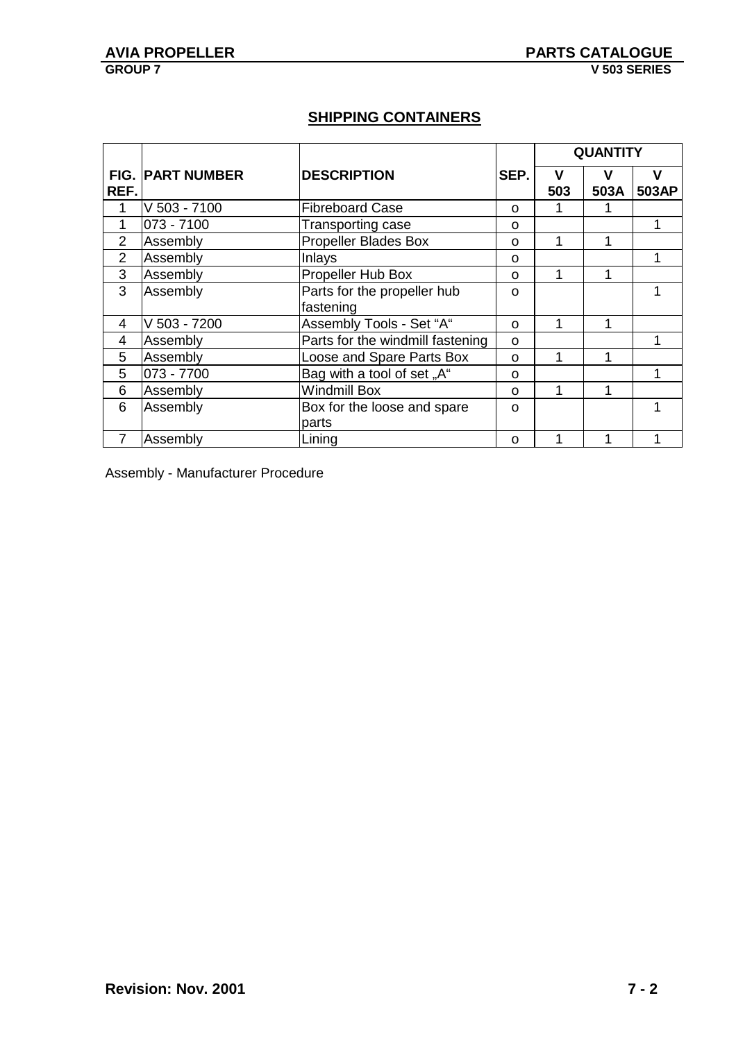## SHIPPING CONTAINERS

| FIG. REF. | PART NUMBER | DESCRIPTION | SEP. | QUANTITY | | |
|---|---|---|---|---|---|---|
| | | | | V 503 | V 503A | V 503AP |
| 1 | V 503 - 7100 | Fibreboard Case | o | 1 | 1 | |
| 1 | 073 - 7100 | Transporting case | o | | | 1 |
| 2 | Assembly | Propeller Blades Box | o | 1 | 1 | |
| 2 | Assembly | Inlays | o | | | 1 |
| 3 | Assembly | Propeller Hub Box | o | 1 | 1 | |
| 3 | Assembly | Parts for the propeller hub fastening | o | | | 1 |
| 4 | V 503 - 7200 | Assembly Tools - Set "A" | o | 1 | 1 | |
| 4 | Assembly | Parts for the windmill fastening | o | | | 1 |
| 5 | Assembly | Loose and Spare Parts Box | o | 1 | 1 | |
| 5 | 073 - 7700 | Bag with a tool of set „A" | o | | | 1 |
| 6 | Assembly | Windmill Box | o | 1 | 1 | |
| 6 | Assembly | Box for the loose and spare parts | o | | | 1 |
| 7 | Assembly | Lining | o | 1 | 1 | 1 |

Assembly - Manufacturer Procedure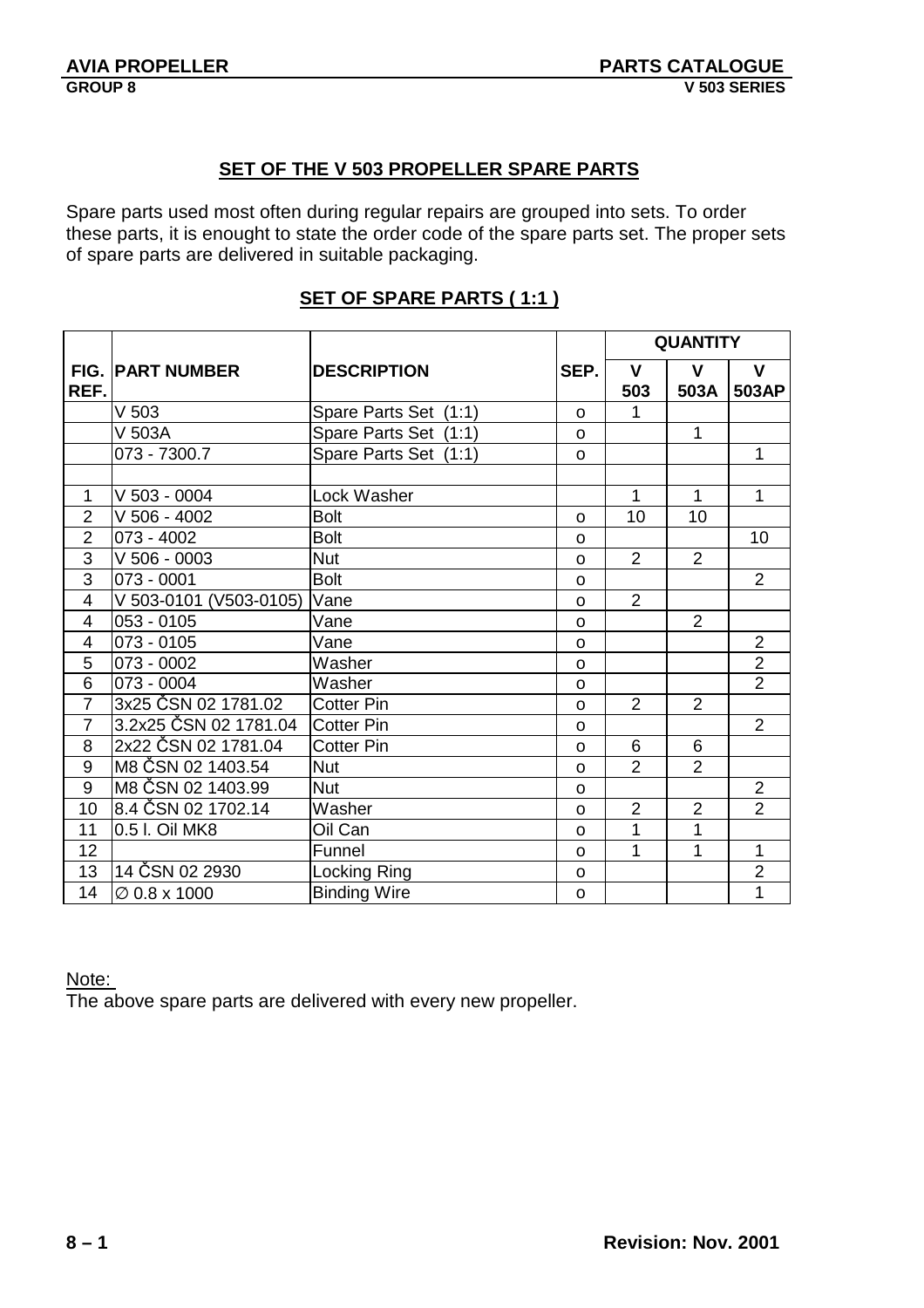## SET OF THE V 503 PROPELLER SPARE PARTS

Spare parts used most often during regular repairs are grouped into sets. To order these parts, it is enought to state the order code of the spare parts set. The proper sets of spare parts are delivered in suitable packaging.

## SET OF SPARE PARTS ( 1:1 )

| FIG. REF. | PART NUMBER | DESCRIPTION | SEP. | QUANTITY | | |
|---|---|---|---|---|---|---|
| | | | | V 503 | V 503A | V 503AP |
| | V 503 | Spare Parts Set (1:1) | o | 1 | | |
| | V 503A | Spare Parts Set (1:1) | o | | 1 | |
| | 073 - 7300.7 | Spare Parts Set (1:1) | o | | | 1 |
| | | | | | | |
| 1 | V 503 - 0004 | Lock Washer | | 1 | 1 | 1 |
| 2 | V 506 - 4002 | Bolt | o | 10 | 10 | |
| 2 | 073 - 4002 | Bolt | o | | | 10 |
| 3 | V 506 - 0003 | Nut | o | 2 | 2 | |
| 3 | 073 - 0001 | Bolt | o | | | 2 |
| 4 | V 503-0101 (V503-0105) | Vane | o | 2 | | |
| 4 | 053 - 0105 | Vane | o | | 2 | |
| 4 | 073 - 0105 | Vane | o | | | 2 |
| 5 | 073 - 0002 | Washer | o | | | 2 |
| 6 | 073 - 0004 | Washer | o | | | 2 |
| 7 | 3x25 ČSN 02 1781.02 | Cotter Pin | o | 2 | 2 | |
| 7 | 3.2x25 ČSN 02 1781.04 | Cotter Pin | o | | | 2 |
| 8 | 2x22 ČSN 02 1781.04 | Cotter Pin | o | 6 | 6 | |
| 9 | M8 ČSN 02 1403.54 | Nut | o | 2 | 2 | |
| 9 | M8 ČSN 02 1403.99 | Nut | o | | | 2 |
| 10 | 8.4 ČSN 02 1702.14 | Washer | o | 2 | 2 | 2 |
| 11 | 0.5 l. Oil MK8 | Oil Can | o | 1 | 1 | |
| 12 | | Funnel | o | 1 | 1 | 1 |
| 13 | 14 ČSN 02 2930 | Locking Ring | o | | | 2 |
| 14 | ∅ 0.8 x 1000 | Binding Wire | o | | | 1 |

Note:
The above spare parts are delivered with every new propeller.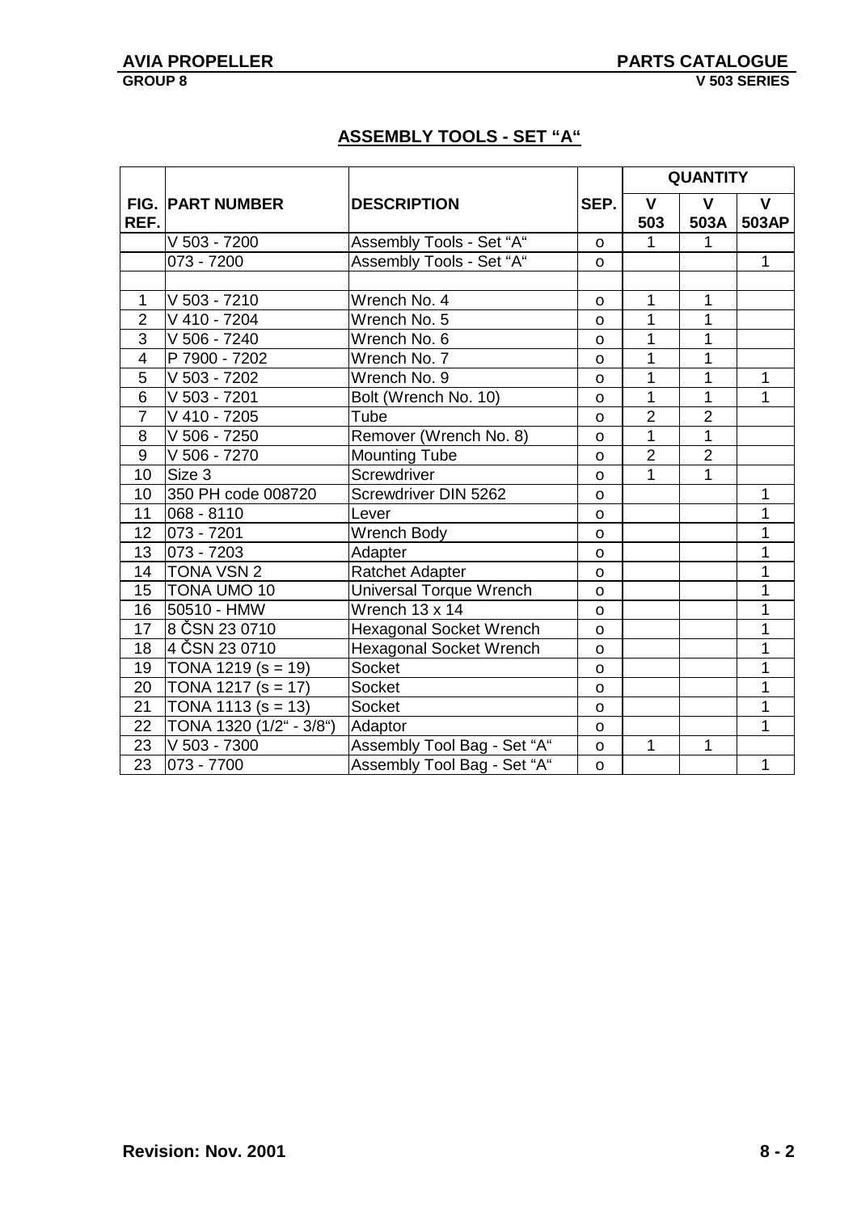## ASSEMBLY TOOLS - SET "A"

| FIG. REF. | PART NUMBER | DESCRIPTION | SEP. | QUANTITY | | |
|---|---|---|---|---|---|---|
| | | | | V 503 | V 503A | V 503AP |
| | V 503 - 7200 | Assembly Tools - Set "A" | o | 1 | 1 | |
| | 073 - 7200 | Assembly Tools - Set "A" | o | | | 1 |
| | | | | | | |
| 1 | V 503 - 7210 | Wrench No. 4 | o | 1 | 1 | |
| 2 | V 410 - 7204 | Wrench No. 5 | o | 1 | 1 | |
| 3 | V 506 - 7240 | Wrench No. 6 | o | 1 | 1 | |
| 4 | P 7900 - 7202 | Wrench No. 7 | o | 1 | 1 | |
| 5 | V 503 - 7202 | Wrench No. 9 | o | 1 | 1 | 1 |
| 6 | V 503 - 7201 | Bolt (Wrench No. 10) | o | 1 | 1 | 1 |
| 7 | V 410 - 7205 | Tube | o | 2 | 2 | |
| 8 | V 506 - 7250 | Remover (Wrench No. 8) | o | 1 | 1 | |
| 9 | V 506 - 7270 | Mounting Tube | o | 2 | 2 | |
| 10 | Size 3 | Screwdriver | o | 1 | 1 | |
| 10 | 350 PH code 008720 | Screwdriver DIN 5262 | o | | | 1 |
| 11 | 068 - 8110 | Lever | o | | | 1 |
| 12 | 073 - 7201 | Wrench Body | o | | | 1 |
| 13 | 073 - 7203 | Adapter | o | | | 1 |
| 14 | TONA VSN 2 | Ratchet Adapter | o | | | 1 |
| 15 | TONA UMO 10 | Universal Torque Wrench | o | | | 1 |
| 16 | 50510 - HMW | Wrench 13 x 14 | o | | | 1 |
| 17 | 8 ČSN 23 0710 | Hexagonal Socket Wrench | o | | | 1 |
| 18 | 4 ČSN 23 0710 | Hexagonal Socket Wrench | o | | | 1 |
| 19 | TONA 1219 (s = 19) | Socket | o | | | 1 |
| 20 | TONA 1217 (s = 17) | Socket | o | | | 1 |
| 21 | TONA 1113 (s = 13) | Socket | o | | | 1 |
| 22 | TONA 1320 (1/2" - 3/8") | Adaptor | o | | | 1 |
| 23 | V 503 - 7300 | Assembly Tool Bag - Set "A" | o | 1 | 1 | |
| 23 | 073 - 7700 | Assembly Tool Bag - Set "A" | o | | | 1 |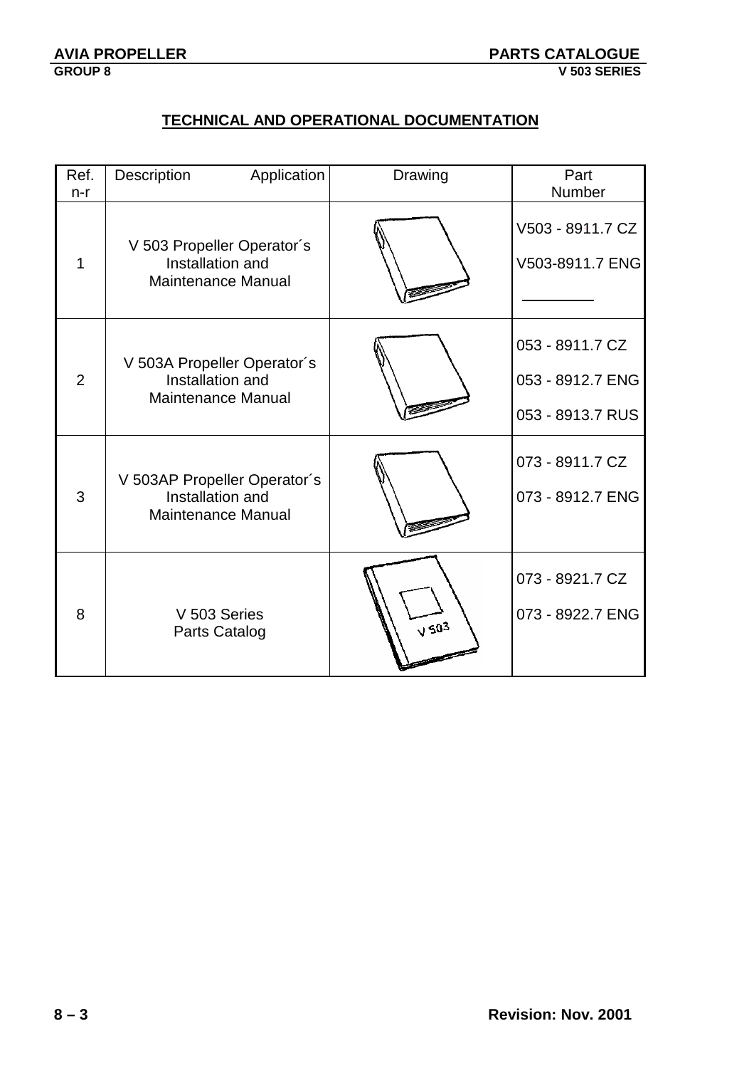## TECHNICAL AND OPERATIONAL DOCUMENTATION

| Ref. n-r | Description Application | Drawing | Part Number |
|---|---|---|---|
| 1 | V 503 Propeller Operator´s Installation and Maintenance Manual | | V503 - 8911.7 CZ<br>V503-8911.7 ENG<br>________ |
| 2 | V 503A Propeller Operator´s Installation and Maintenance Manual | | 053 - 8911.7 CZ<br>053 - 8912.7 ENG<br>053 - 8913.7 RUS |
| 3 | V 503AP Propeller Operator´s Installation and Maintenance Manual | | 073 - 8911.7 CZ<br>073 - 8912.7 ENG |
| 8 | V 503 Series Parts Catalog | | 073 - 8921.7 CZ<br>073 - 8922.7 ENG |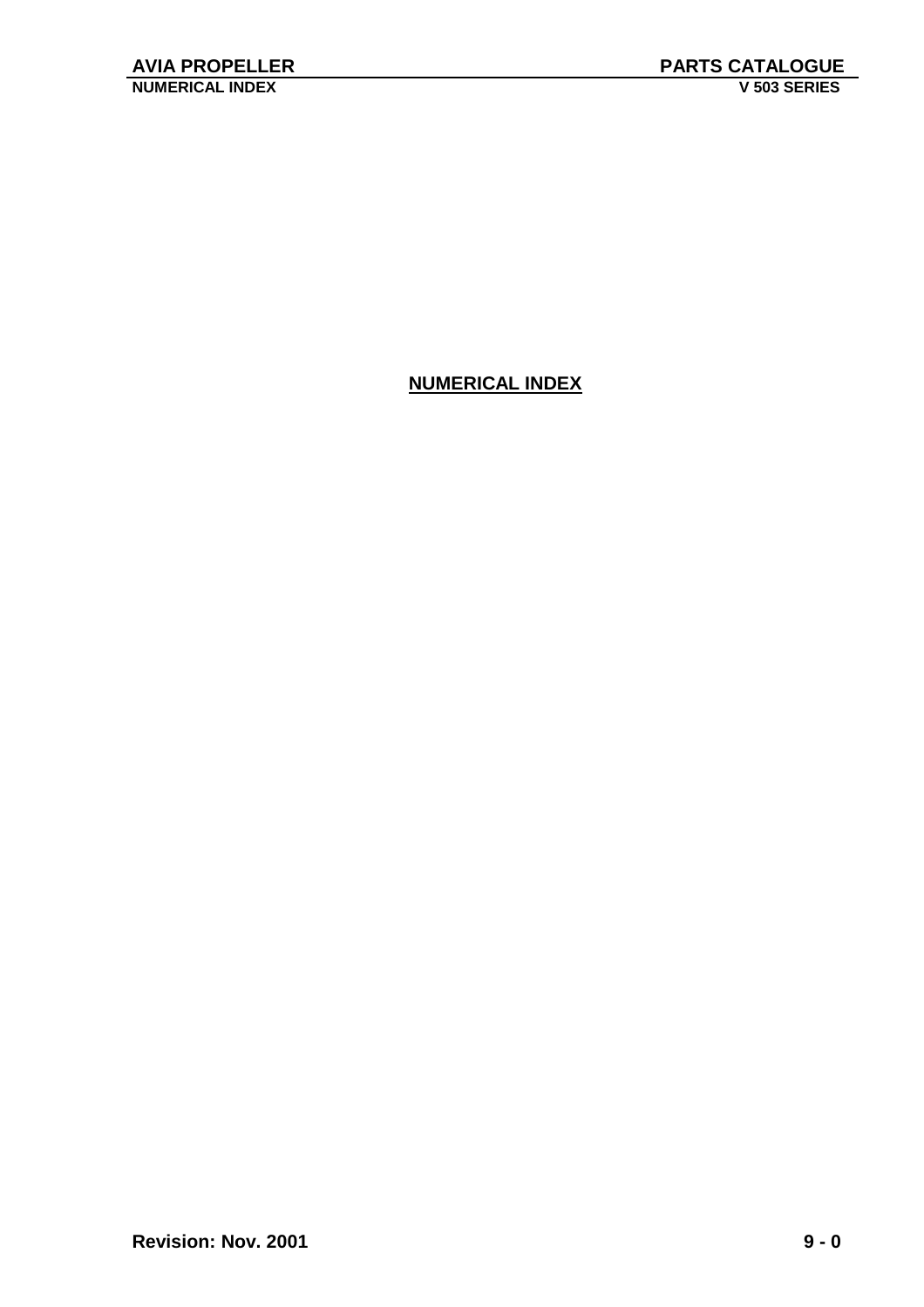## NUMERICAL INDEX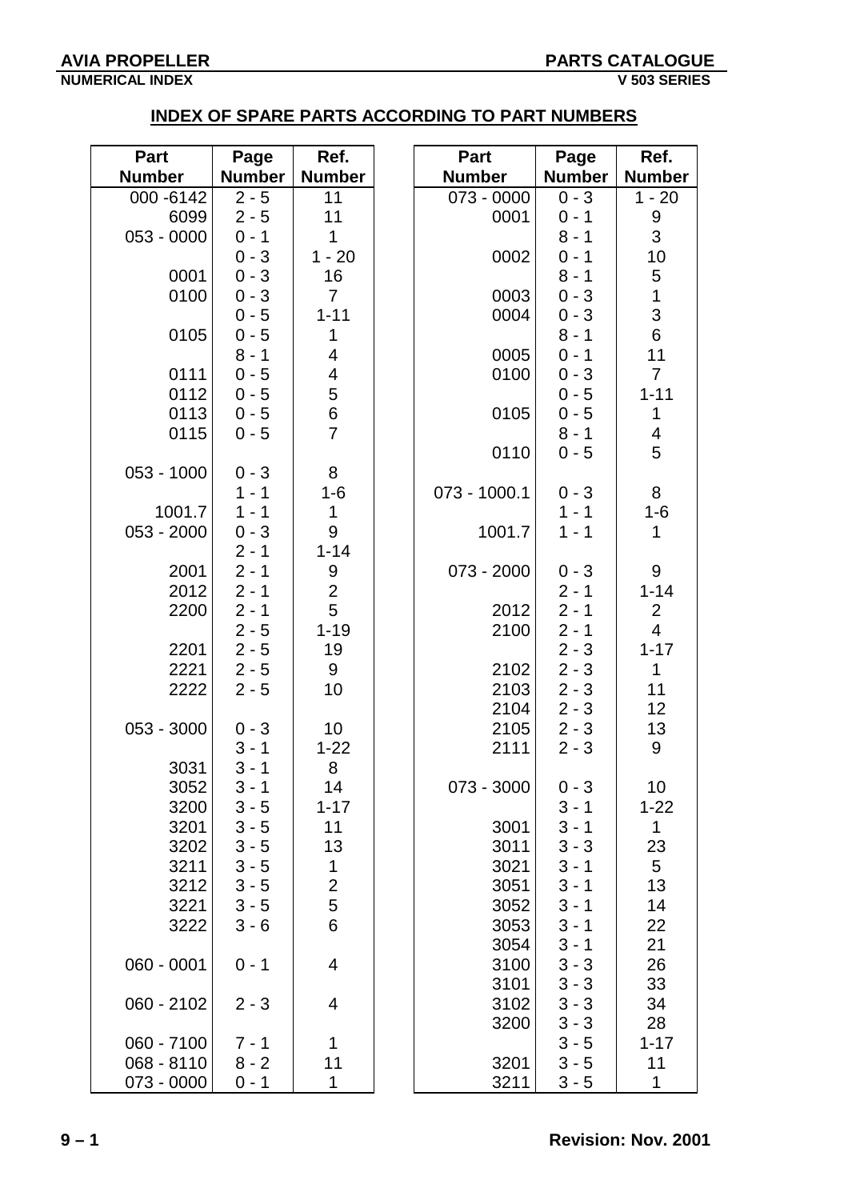## INDEX OF SPARE PARTS ACCORDING TO PART NUMBERS

| Part Number | Page Number | Ref. Number |
|---|---|---|
| 000 -6142 | 2 - 5 | 11 |
| 6099 | 2 - 5 | 11 |
| 053 - 0000 | 0 - 1 | 1 |
| | 0 - 3 | 1 - 20 |
| 0001 | 0 - 3 | 16 |
| 0100 | 0 - 3 | 7 |
| | 0 - 5 | 1-11 |
| 0105 | 0 - 5 | 1 |
| | 8 - 1 | 4 |
| 0111 | 0 - 5 | 4 |
| 0112 | 0 - 5 | 5 |
| 0113 | 0 - 5 | 6 |
| 0115 | 0 - 5 | 7 |
| | | |
| 053 - 1000 | 0 - 3 | 8 |
| | 1 - 1 | 1-6 |
| 1001.7 | 1 - 1 | 1 |
| 053 - 2000 | 0 - 3 | 9 |
| | 2 - 1 | 1-14 |
| 2001 | 2 - 1 | 9 |
| 2012 | 2 - 1 | 2 |
| 2200 | 2 - 1 | 5 |
| | 2 - 5 | 1-19 |
| 2201 | 2 - 5 | 19 |
| 2221 | 2 - 5 | 9 |
| 2222 | 2 - 5 | 10 |
| | | |
| 053 - 3000 | 0 - 3 | 10 |
| | 3 - 1 | 1-22 |
| 3031 | 3 - 1 | 8 |
| 3052 | 3 - 1 | 14 |
| 3200 | 3 - 5 | 1-17 |
| 3201 | 3 - 5 | 11 |
| 3202 | 3 - 5 | 13 |
| 3211 | 3 - 5 | 1 |
| 3212 | 3 - 5 | 2 |
| 3221 | 3 - 5 | 5 |
| 3222 | 3 - 6 | 6 |
| | | |
| 060 - 0001 | 0 - 1 | 4 |
| | | |
| 060 - 2102 | 2 - 3 | 4 |
| | | |
| 060 - 7100 | 7 - 1 | 1 |
| 068 - 8110 | 8 - 2 | 11 |
| 073 - 0000 | 0 - 1 | 1 |

| Part Number | Page Number | Ref. Number |
|---|---|---|
| 073 - 0000 | 0 - 3 | 1 - 20 |
| 0001 | 0 - 1 | 9 |
| | 8 - 1 | 3 |
| 0002 | 0 - 1 | 10 |
| | 8 - 1 | 5 |
| 0003 | 0 - 3 | 1 |
| 0004 | 0 - 3 | 3 |
| | 8 - 1 | 6 |
| 0005 | 0 - 1 | 11 |
| 0100 | 0 - 3 | 7 |
| | 0 - 5 | 1-11 |
| 0105 | 0 - 5 | 1 |
| | 8 - 1 | 4 |
| 0110 | 0 - 5 | 5 |
| | | |
| 073 - 1000.1 | 0 - 3 | 8 |
| | 1 - 1 | 1-6 |
| 1001.7 | 1 - 1 | 1 |
| | | |
| 073 - 2000 | 0 - 3 | 9 |
| | 2 - 1 | 1-14 |
| 2012 | 2 - 1 | 2 |
| 2100 | 2 - 1 | 4 |
| | 2 - 3 | 1-17 |
| 2102 | 2 - 3 | 1 |
| 2103 | 2 - 3 | 11 |
| 2104 | 2 - 3 | 12 |
| 2105 | 2 - 3 | 13 |
| 2111 | 2 - 3 | 9 |
| | | |
| 073 - 3000 | 0 - 3 | 10 |
| | 3 - 1 | 1-22 |
| 3001 | 3 - 1 | 1 |
| 3011 | 3 - 3 | 23 |
| 3021 | 3 - 1 | 5 |
| 3051 | 3 - 1 | 13 |
| 3052 | 3 - 1 | 14 |
| 3053 | 3 - 1 | 22 |
| 3054 | 3 - 1 | 21 |
| 3100 | 3 - 3 | 26 |
| 3101 | 3 - 3 | 33 |
| 3102 | 3 - 3 | 34 |
| 3200 | 3 - 3 | 28 |
| | 3 - 5 | 1-17 |
| 3201 | 3 - 5 | 11 |
| 3211 | 3 - 5 | 1 |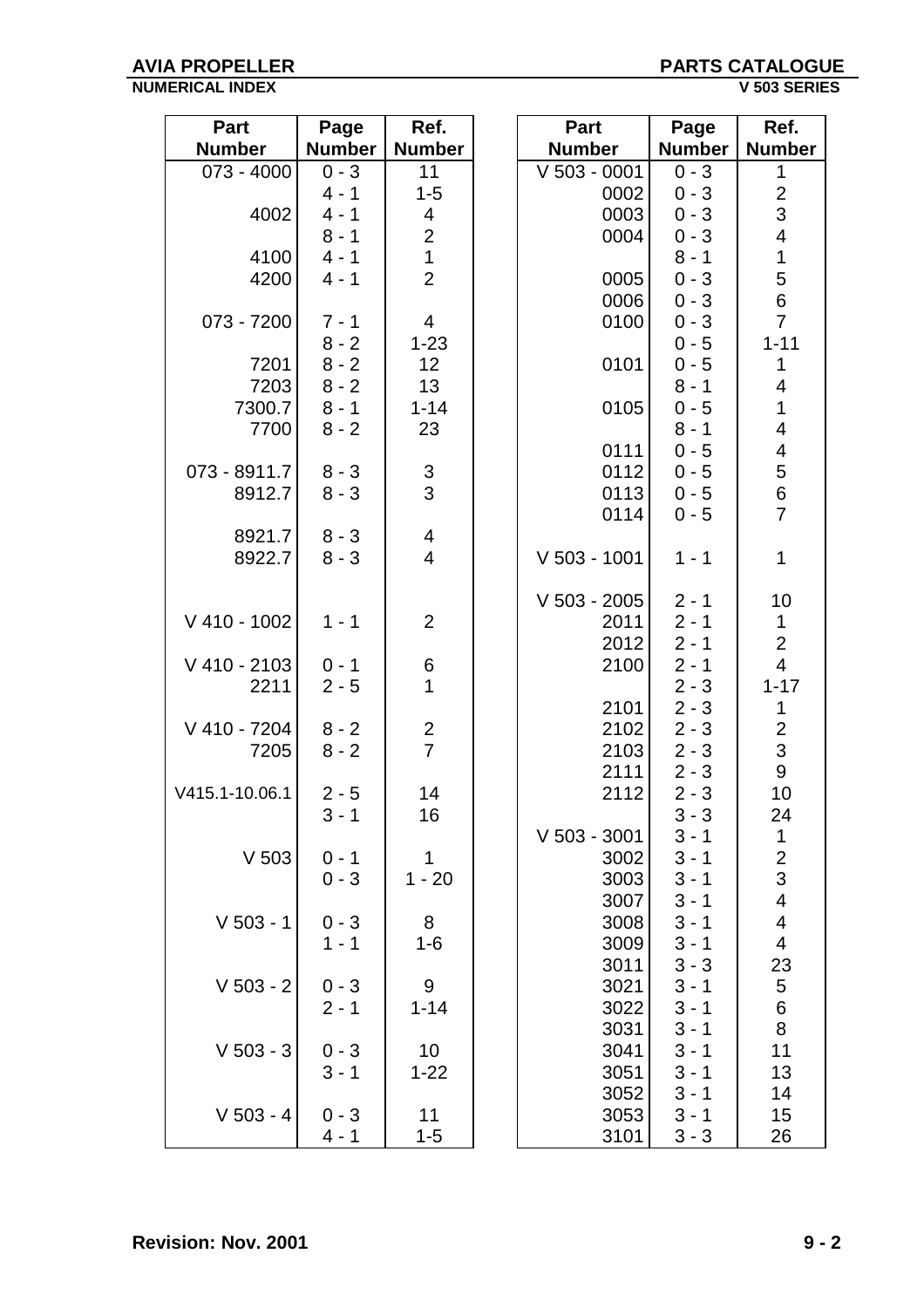| Part Number | Page Number | Ref. Number |
|---|---|---|
| 073 - 4000 | 0 - 3 | 11 |
| | 4 - 1 | 1-5 |
| 4002 | 4 - 1 | 4 |
| | 8 - 1 | 2 |
| 4100 | 4 - 1 | 1 |
| 4200 | 4 - 1 | 2 |
| | | |
| 073 - 7200 | 7 - 1 | 4 |
| | 8 - 2 | 1-23 |
| 7201 | 8 - 2 | 12 |
| 7203 | 8 - 2 | 13 |
| 7300.7 | 8 - 1 | 1-14 |
| 7700 | 8 - 2 | 23 |
| | | |
| 073 - 8911.7 | 8 - 3 | 3 |
| 8912.7 | 8 - 3 | 3 |
| | | |
| 8921.7 | 8 - 3 | 4 |
| 8922.7 | 8 - 3 | 4 |
| | | |
| | | |
| V 410 - 1002 | 1 - 1 | 2 |
| | | |
| V 410 - 2103 | 0 - 1 | 6 |
| 2211 | 2 - 5 | 1 |
| | | |
| V 410 - 7204 | 8 - 2 | 2 |
| 7205 | 8 - 2 | 7 |
| | | |
| V415.1-10.06.1 | 2 - 5 | 14 |
| | 3 - 1 | 16 |
| | | |
| V 503 | 0 - 1 | 1 |
| | 0 - 3 | 1 - 20 |
| | | |
| V 503 - 1 | 0 - 3 | 8 |
| | 1 - 1 | 1-6 |
| | | |
| V 503 - 2 | 0 - 3 | 9 |
| | 2 - 1 | 1-14 |
| | | |
| V 503 - 3 | 0 - 3 | 10 |
| | 3 - 1 | 1-22 |
| | | |
| V 503 - 4 | 0 - 3 | 11 |
| | 4 - 1 | 1-5 |

| Part Number | Page Number | Ref. Number |
|---|---|---|
| V 503 - 0001 | 0 - 3 | 1 |
| 0002 | 0 - 3 | 2 |
| 0003 | 0 - 3 | 3 |
| 0004 | 0 - 3 | 4 |
| | 8 - 1 | 1 |
| 0005 | 0 - 3 | 5 |
| 0006 | 0 - 3 | 6 |
| 0100 | 0 - 3 | 7 |
| | 0 - 5 | 1-11 |
| 0101 | 0 - 5 | 1 |
| | 8 - 1 | 4 |
| 0105 | 0 - 5 | 1 |
| | 8 - 1 | 4 |
| 0111 | 0 - 5 | 4 |
| 0112 | 0 - 5 | 5 |
| 0113 | 0 - 5 | 6 |
| 0114 | 0 - 5 | 7 |
| | | |
| V 503 - 1001 | 1 - 1 | 1 |
| | | |
| V 503 - 2005 | 2 - 1 | 10 |
| 2011 | 2 - 1 | 1 |
| 2012 | 2 - 1 | 2 |
| 2100 | 2 - 1 | 4 |
| | 2 - 3 | 1-17 |
| 2101 | 2 - 3 | 1 |
| 2102 | 2 - 3 | 2 |
| 2103 | 2 - 3 | 3 |
| 2111 | 2 - 3 | 9 |
| 2112 | 2 - 3 | 10 |
| | 3 - 3 | 24 |
| V 503 - 3001 | 3 - 1 | 1 |
| 3002 | 3 - 1 | 2 |
| 3003 | 3 - 1 | 3 |
| 3007 | 3 - 1 | 4 |
| 3008 | 3 - 1 | 4 |
| 3009 | 3 - 1 | 4 |
| 3011 | 3 - 3 | 23 |
| 3021 | 3 - 1 | 5 |
| 3022 | 3 - 1 | 6 |
| 3031 | 3 - 1 | 8 |
| 3041 | 3 - 1 | 11 |
| 3051 | 3 - 1 | 13 |
| 3052 | 3 - 1 | 14 |
| 3053 | 3 - 1 | 15 |
| 3101 | 3 - 3 | 26 |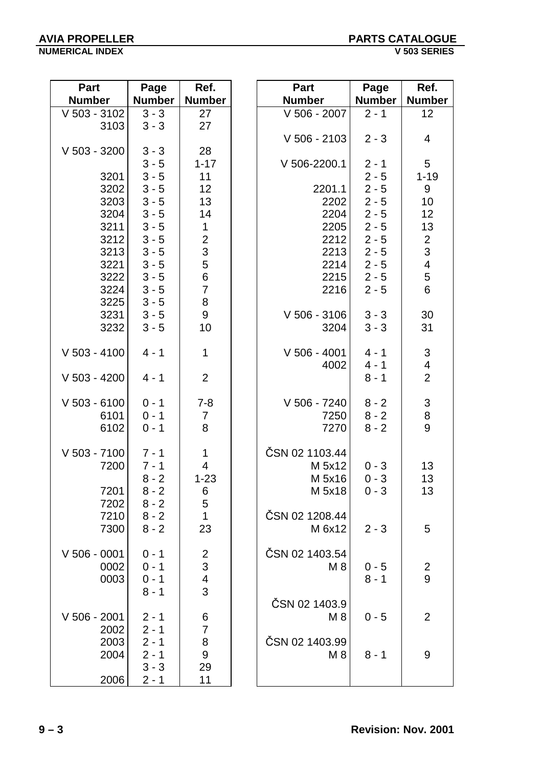## NUMERICAL INDEX

| Part Number | Page Number | Ref. Number |
|---|---|---|
| V 503 - 3102 | 3 - 3 | 27 |
| 3103 | 3 - 3 | 27 |
| | | |
| V 503 - 3200 | 3 - 3 | 28 |
| | 3 - 5 | 1-17 |
| 3201 | 3 - 5 | 11 |
| 3202 | 3 - 5 | 12 |
| 3203 | 3 - 5 | 13 |
| 3204 | 3 - 5 | 14 |
| 3211 | 3 - 5 | 1 |
| 3212 | 3 - 5 | 2 |
| 3213 | 3 - 5 | 3 |
| 3221 | 3 - 5 | 5 |
| 3222 | 3 - 5 | 6 |
| 3224 | 3 - 5 | 7 |
| 3225 | 3 - 5 | 8 |
| 3231 | 3 - 5 | 9 |
| 3232 | 3 - 5 | 10 |
| | | |
| V 503 - 4100 | 4 - 1 | 1 |
| | | |
| V 503 - 4200 | 4 - 1 | 2 |
| | | |
| V 503 - 6100 | 0 - 1 | 7-8 |
| 6101 | 0 - 1 | 7 |
| 6102 | 0 - 1 | 8 |
| | | |
| V 503 - 7100 | 7 - 1 | 1 |
| 7200 | 7 - 1 | 4 |
| | 8 - 2 | 1-23 |
| 7201 | 8 - 2 | 6 |
| 7202 | 8 - 2 | 5 |
| 7210 | 8 - 2 | 1 |
| 7300 | 8 - 2 | 23 |
| | | |
| V 506 - 0001 | 0 - 1 | 2 |
| 0002 | 0 - 1 | 3 |
| 0003 | 0 - 1 | 4 |
| | 8 - 1 | 3 |
| | | |
| V 506 - 2001 | 2 - 1 | 6 |
| 2002 | 2 - 1 | 7 |
| 2003 | 2 - 1 | 8 |
| 2004 | 2 - 1 | 9 |
| | 3 - 3 | 29 |
| 2006 | 2 - 1 | 11 |

| Part Number | Page Number | Ref. Number |
|---|---|---|
| V 506 - 2007 | 2 - 1 | 12 |
| | | |
| V 506 - 2103 | 2 - 3 | 4 |
| | | |
| V 506-2200.1 | 2 - 1 | 5 |
| | 2 - 5 | 1-19 |
| 2201.1 | 2 - 5 | 9 |
| 2202 | 2 - 5 | 10 |
| 2204 | 2 - 5 | 12 |
| 2205 | 2 - 5 | 13 |
| 2212 | 2 - 5 | 2 |
| 2213 | 2 - 5 | 3 |
| 2214 | 2 - 5 | 4 |
| 2215 | 2 - 5 | 5 |
| 2216 | 2 - 5 | 6 |
| | | |
| V 506 - 3106 | 3 - 3 | 30 |
| 3204 | 3 - 3 | 31 |
| | | |
| V 506 - 4001 | 4 - 1 | 3 |
| 4002 | 4 - 1 | 4 |
| | 8 - 1 | 2 |
| | | |
| V 506 - 7240 | 8 - 2 | 3 |
| 7250 | 8 - 2 | 8 |
| 7270 | 8 - 2 | 9 |
| | | |
| ČSN 02 1103.44 | | |
| M 5x12 | 0 - 3 | 13 |
| M 5x16 | 0 - 3 | 13 |
| M 5x18 | 0 - 3 | 13 |
| | | |
| ČSN 02 1208.44 | | |
| M 6x12 | 2 - 3 | 5 |
| | | |
| ČSN 02 1403.54 | | |
| M 8 | 0 - 5 | 2 |
| | 8 - 1 | 9 |
| | | |
| ČSN 02 1403.9 | | |
| M 8 | 0 - 5 | 2 |
| | | |
| ČSN 02 1403.99 | | |
| M 8 | 8 - 1 | 9 |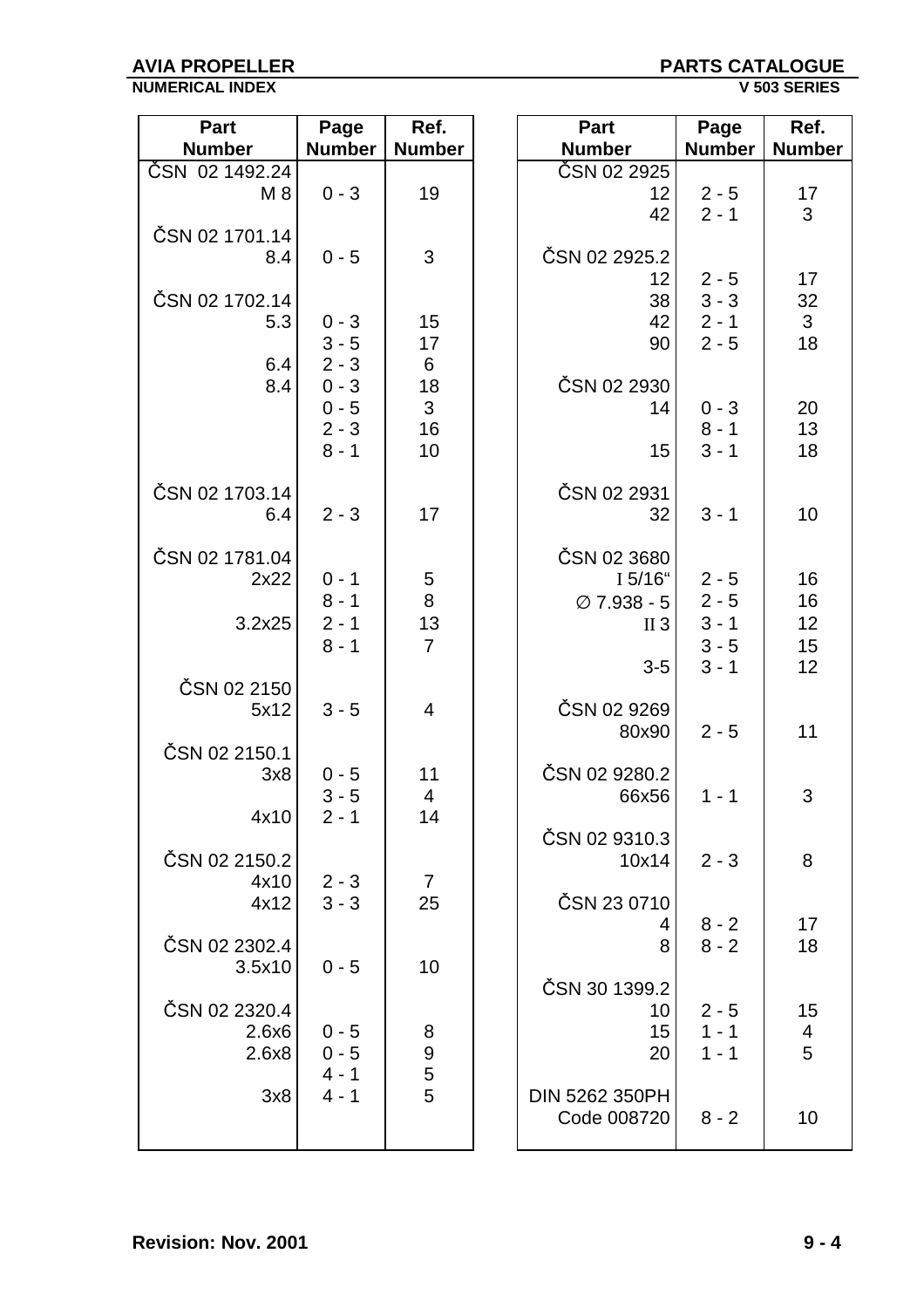# NUMERICAL INDEX

| Part Number | Page Number | Ref. Number |
|---|---|---|
| ČSN 02 1492.24 | | |
| M 8 | 0 - 3 | 19 |
| ČSN 02 1701.14 | | |
| 8.4 | 0 - 5 | 3 |
| ČSN 02 1702.14 | | |
| 5.3 | 0 - 3 | 15 |
| | 3 - 5 | 17 |
| 6.4 | 2 - 3 | 6 |
| 8.4 | 0 - 3 | 18 |
| | 0 - 5 | 3 |
| | 2 - 3 | 16 |
| | 8 - 1 | 10 |
| ČSN 02 1703.14 | | |
| 6.4 | 2 - 3 | 17 |
| ČSN 02 1781.04 | | |
| 2x22 | 0 - 1 | 5 |
| | 8 - 1 | 8 |
| 3.2x25 | 2 - 1 | 13 |
| | 8 - 1 | 7 |
| ČSN 02 2150 | | |
| 5x12 | 3 - 5 | 4 |
| ČSN 02 2150.1 | | |
| 3x8 | 0 - 5 | 11 |
| | 3 - 5 | 4 |
| 4x10 | 2 - 1 | 14 |
| ČSN 02 2150.2 | | |
| 4x10 | 2 - 3 | 7 |
| 4x12 | 3 - 3 | 25 |
| ČSN 02 2302.4 | | |
| 3.5x10 | 0 - 5 | 10 |
| ČSN 02 2320.4 | | |
| 2.6x6 | 0 - 5 | 8 |
| 2.6x8 | 0 - 5 | 9 |
| | 4 - 1 | 5 |
| 3x8 | 4 - 1 | 5 |

| Part Number | Page Number | Ref. Number |
|---|---|---|
| ČSN 02 2925 | | |
| 12 | 2 - 5 | 17 |
| 42 | 2 - 1 | 3 |
| ČSN 02 2925.2 | | |
| 12 | 2 - 5 | 17 |
| 38 | 3 - 3 | 32 |
| 42 | 2 - 1 | 3 |
| 90 | 2 - 5 | 18 |
| ČSN 02 2930 | | |
| 14 | 0 - 3 | 20 |
| | 8 - 1 | 13 |
| 15 | 3 - 1 | 18 |
| ČSN 02 2931 | | |
| 32 | 3 - 1 | 10 |
| ČSN 02 3680 | | |
| I 5/16“ | 2 - 5 | 16 |
| ∅ 7.938 - 5 | 2 - 5 | 16 |
| II 3 | 3 - 1 | 12 |
| | 3 - 5 | 15 |
| 3-5 | 3 - 1 | 12 |
| ČSN 02 9269 | | |
| 80x90 | 2 - 5 | 11 |
| ČSN 02 9280.2 | | |
| 66x56 | 1 - 1 | 3 |
| ČSN 02 9310.3 | | |
| 10x14 | 2 - 3 | 8 |
| ČSN 23 0710 | | |
| 4 | 8 - 2 | 17 |
| 8 | 8 - 2 | 18 |
| ČSN 30 1399.2 | | |
| 10 | 2 - 5 | 15 |
| 15 | 1 - 1 | 4 |
| 20 | 1 - 1 | 5 |
| DIN 5262 350PH | | |
| Code 008720 | 8 - 2 | 10 |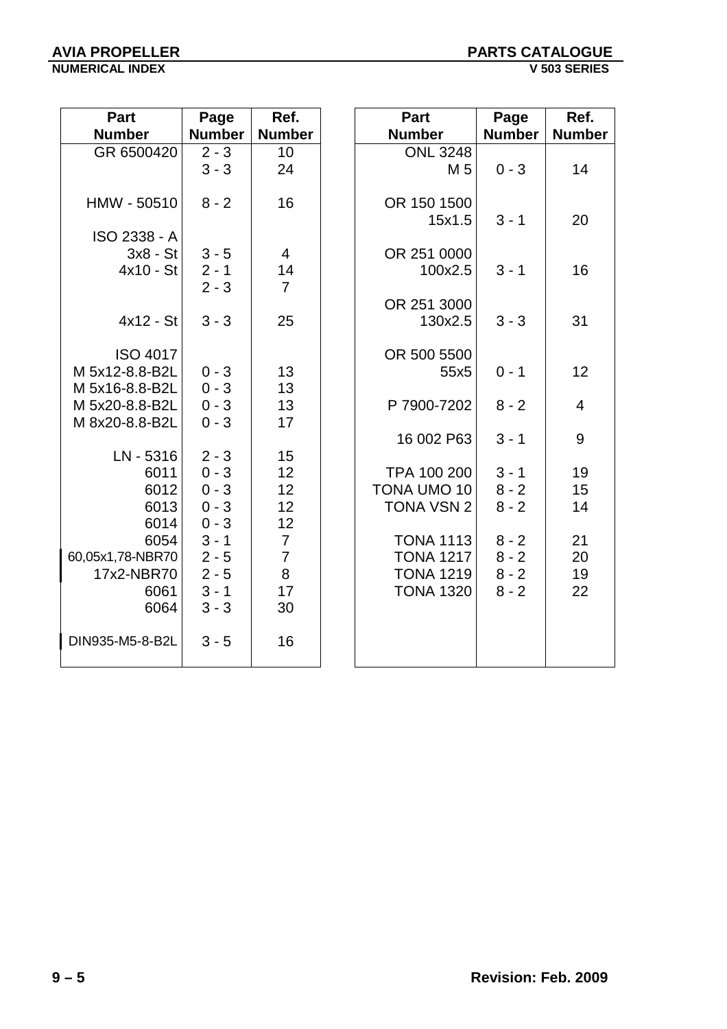| Part Number | Page Number | Ref. Number |
|---|---|---|
| GR 6500420 | 2 - 3 | 10 |
| | 3 - 3 | 24 |
| HMW - 50510 | 8 - 2 | 16 |
| ISO 2338 - A | | |
| 3x8 - St | 3 - 5 | 4 |
| 4x10 - St | 2 - 1 | 14 |
| | 2 - 3 | 7 |
| 4x12 - St | 3 - 3 | 25 |
| ISO 4017 | | |
| M 5x12-8.8-B2L | 0 - 3 | 13 |
| M 5x16-8.8-B2L | 0 - 3 | 13 |
| M 5x20-8.8-B2L | 0 - 3 | 13 |
| M 8x20-8.8-B2L | 0 - 3 | 17 |
| LN - 5316 | 2 - 3 | 15 |
| 6011 | 0 - 3 | 12 |
| 6012 | 0 - 3 | 12 |
| 6013 | 0 - 3 | 12 |
| 6014 | 0 - 3 | 12 |
| 6054 | 3 - 1 | 7 |
| 60,05x1,78-NBR70 | 2 - 5 | 7 |
| 17x2-NBR70 | 2 - 5 | 8 |
| 6061 | 3 - 1 | 17 |
| 6064 | 3 - 3 | 30 |
| DIN935-M5-8-B2L | 3 - 5 | 16 |

| Part Number | Page Number | Ref. Number |
|---|---|---|
| ONL 3248 | | |
| M 5 | 0 - 3 | 14 |
| OR 150 1500 | | |
| 15x1.5 | 3 - 1 | 20 |
| OR 251 0000 | | |
| 100x2.5 | 3 - 1 | 16 |
| OR 251 3000 | | |
| 130x2.5 | 3 - 3 | 31 |
| OR 500 5500 | | |
| 55x5 | 0 - 1 | 12 |
| P 7900-7202 | 8 - 2 | 4 |
| 16 002 P63 | 3 - 1 | 9 |
| TPA 100 200 | 3 - 1 | 19 |
| TONA UMO 10 | 8 - 2 | 15 |
| TONA VSN 2 | 8 - 2 | 14 |
| TONA 1113 | 8 - 2 | 21 |
| TONA 1217 | 8 - 2 | 20 |
| TONA 1219 | 8 - 2 | 19 |
| TONA 1320 | 8 - 2 | 22 |